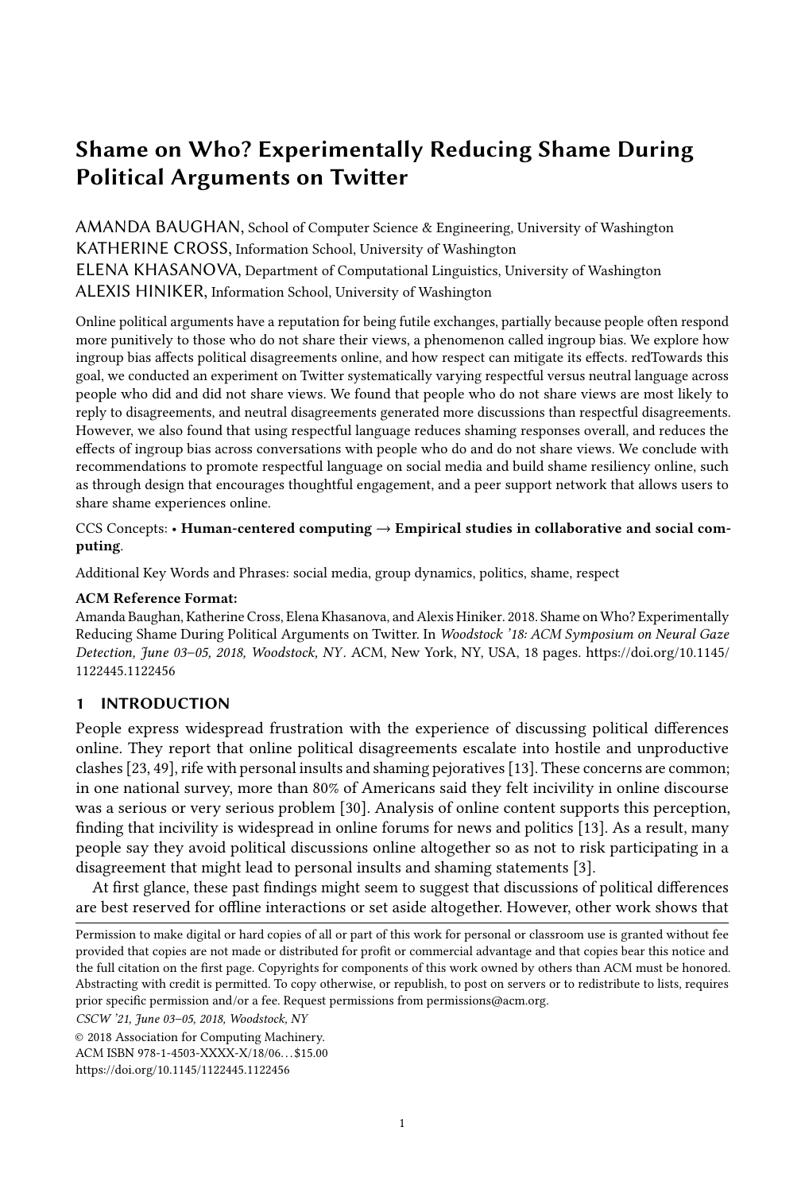# Shame on Who? Experimentally Reducing Shame During Political Arguments on Twitter

AMANDA BAUGHAN, School of Computer Science & Engineering, University of Washington
KATHERINE CROSS, Information School, University of Washington
ELENA KHASANOVA, Department of Computational Linguistics, University of Washington
ALEXIS HINIKER, Information School, University of Washington

Online political arguments have a reputation for being futile exchanges, partially because people often respond more punitively to those who do not share their views, a phenomenon called ingroup bias. We explore how ingroup bias affects political disagreements online, and how respect can mitigate its effects. redTowards this goal, we conducted an experiment on Twitter systematically varying respectful versus neutral language across people who did and did not share views. We found that people who do not share views are most likely to reply to disagreements, and neutral disagreements generated more discussions than respectful disagreements. However, we also found that using respectful language reduces shaming responses overall, and reduces the effects of ingroup bias across conversations with people who do and do not share views. We conclude with recommendations to promote respectful language on social media and build shame resiliency online, such as through design that encourages thoughtful engagement, and a peer support network that allows users to share shame experiences online.

CCS Concepts: • **Human-centered computing → Empirical studies in collaborative and social computing**.

Additional Key Words and Phrases: social media, group dynamics, politics, shame, respect

**ACM Reference Format:**
Amanda Baughan, Katherine Cross, Elena Khasanova, and Alexis Hiniker. 2018. Shame on Who? Experimentally Reducing Shame During Political Arguments on Twitter. In *Woodstock '18: ACM Symposium on Neural Gaze Detection, June 03–05, 2018, Woodstock, NY*. ACM, New York, NY, USA, 18 pages. https://doi.org/10.1145/1122445.1122456

## 1 INTRODUCTION

People express widespread frustration with the experience of discussing political differences online. They report that online political disagreements escalate into hostile and unproductive clashes [23, 49], rife with personal insults and shaming pejoratives [13]. These concerns are common; in one national survey, more than 80% of Americans said they felt incivility in online discourse was a serious or very serious problem [30]. Analysis of online content supports this perception, finding that incivility is widespread in online forums for news and politics [13]. As a result, many people say they avoid political discussions online altogether so as not to risk participating in a disagreement that might lead to personal insults and shaming statements [3].

At first glance, these past findings might seem to suggest that discussions of political differences are best reserved for offline interactions or set aside altogether. However, other work shows that

Permission to make digital or hard copies of all or part of this work for personal or classroom use is granted without fee provided that copies are not made or distributed for profit or commercial advantage and that copies bear this notice and the full citation on the first page. Copyrights for components of this work owned by others than ACM must be honored. Abstracting with credit is permitted. To copy otherwise, or republish, to post on servers or to redistribute to lists, requires prior specific permission and/or a fee. Request permissions from permissions@acm.org.

*CSCW '21, June 03–05, 2018, Woodstock, NY*

© 2018 Association for Computing Machinery.
ACM ISBN 978-1-4503-XXXX-X/18/06...$15.00
https://doi.org/10.1145/1122445.1122456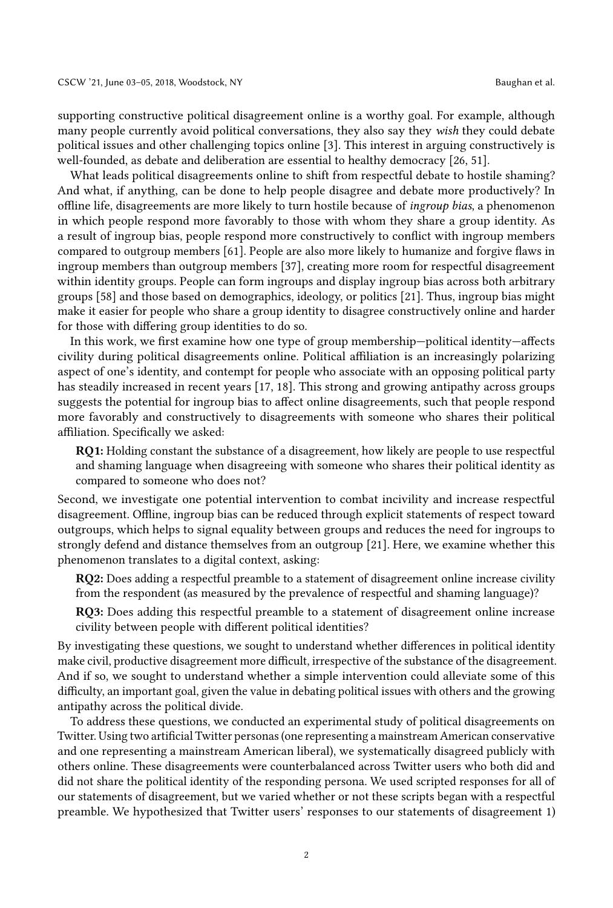supporting constructive political disagreement online is a worthy goal. For example, although many people currently avoid political conversations, they also say they *wish* they could debate political issues and other challenging topics online [3]. This interest in arguing constructively is well-founded, as debate and deliberation are essential to healthy democracy [26, 51].

What leads political disagreements online to shift from respectful debate to hostile shaming? And what, if anything, can be done to help people disagree and debate more productively? In offline life, disagreements are more likely to turn hostile because of *ingroup bias*, a phenomenon in which people respond more favorably to those with whom they share a group identity. As a result of ingroup bias, people respond more constructively to conflict with ingroup members compared to outgroup members [61]. People are also more likely to humanize and forgive flaws in ingroup members than outgroup members [37], creating more room for respectful disagreement within identity groups. People can form ingroups and display ingroup bias across both arbitrary groups [58] and those based on demographics, ideology, or politics [21]. Thus, ingroup bias might make it easier for people who share a group identity to disagree constructively online and harder for those with differing group identities to do so.

In this work, we first examine how one type of group membership—political identity—affects civility during political disagreements online. Political affiliation is an increasingly polarizing aspect of one's identity, and contempt for people who associate with an opposing political party has steadily increased in recent years [17, 18]. This strong and growing antipathy across groups suggests the potential for ingroup bias to affect online disagreements, such that people respond more favorably and constructively to disagreements with someone who shares their political affiliation. Specifically we asked:

> **RQ1:** Holding constant the substance of a disagreement, how likely are people to use respectful and shaming language when disagreeing with someone who shares their political identity as compared to someone who does not?

Second, we investigate one potential intervention to combat incivility and increase respectful disagreement. Offline, ingroup bias can be reduced through explicit statements of respect toward outgroups, which helps to signal equality between groups and reduces the need for ingroups to strongly defend and distance themselves from an outgroup [21]. Here, we examine whether this phenomenon translates to a digital context, asking:

> **RQ2:** Does adding a respectful preamble to a statement of disagreement online increase civility from the respondent (as measured by the prevalence of respectful and shaming language)?
>
> **RQ3:** Does adding this respectful preamble to a statement of disagreement online increase civility between people with different political identities?

By investigating these questions, we sought to understand whether differences in political identity make civil, productive disagreement more difficult, irrespective of the substance of the disagreement. And if so, we sought to understand whether a simple intervention could alleviate some of this difficulty, an important goal, given the value in debating political issues with others and the growing antipathy across the political divide.

To address these questions, we conducted an experimental study of political disagreements on Twitter. Using two artificial Twitter personas (one representing a mainstream American conservative and one representing a mainstream American liberal), we systematically disagreed publicly with others online. These disagreements were counterbalanced across Twitter users who both did and did not share the political identity of the responding persona. We used scripted responses for all of our statements of disagreement, but we varied whether or not these scripts began with a respectful preamble. We hypothesized that Twitter users' responses to our statements of disagreement 1)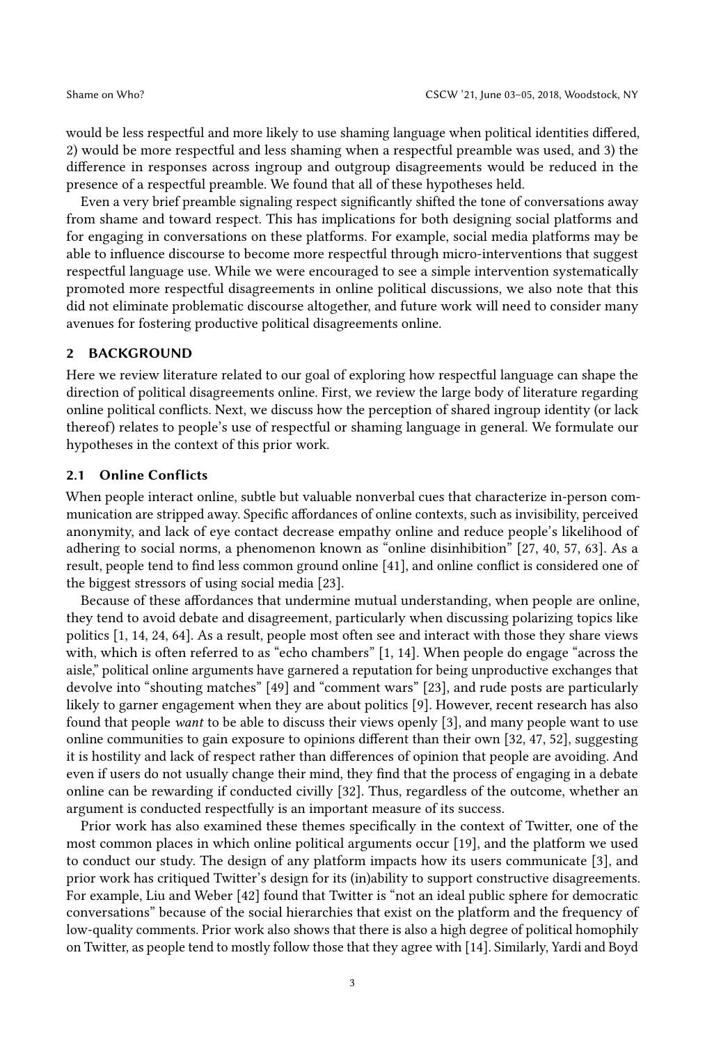would be less respectful and more likely to use shaming language when political identities differed, 2) would be more respectful and less shaming when a respectful preamble was used, and 3) the difference in responses across ingroup and outgroup disagreements would be reduced in the presence of a respectful preamble. We found that all of these hypotheses held.

Even a very brief preamble signaling respect significantly shifted the tone of conversations away from shame and toward respect. This has implications for both designing social platforms and for engaging in conversations on these platforms. For example, social media platforms may be able to influence discourse to become more respectful through micro-interventions that suggest respectful language use. While we were encouraged to see a simple intervention systematically promoted more respectful disagreements in online political discussions, we also note that this did not eliminate problematic discourse altogether, and future work will need to consider many avenues for fostering productive political disagreements online.

## 2 BACKGROUND

Here we review literature related to our goal of exploring how respectful language can shape the direction of political disagreements online. First, we review the large body of literature regarding online political conflicts. Next, we discuss how the perception of shared ingroup identity (or lack thereof) relates to people's use of respectful or shaming language in general. We formulate our hypotheses in the context of this prior work.

### 2.1 Online Conflicts

When people interact online, subtle but valuable nonverbal cues that characterize in-person communication are stripped away. Specific affordances of online contexts, such as invisibility, perceived anonymity, and lack of eye contact decrease empathy online and reduce people's likelihood of adhering to social norms, a phenomenon known as "online disinhibition" [27, 40, 57, 63]. As a result, people tend to find less common ground online [41], and online conflict is considered one of the biggest stressors of using social media [23].

Because of these affordances that undermine mutual understanding, when people are online, they tend to avoid debate and disagreement, particularly when discussing polarizing topics like politics [1, 14, 24, 64]. As a result, people most often see and interact with those they share views with, which is often referred to as "echo chambers" [1, 14]. When people do engage "across the aisle," political online arguments have garnered a reputation for being unproductive exchanges that devolve into "shouting matches" [49] and "comment wars" [23], and rude posts are particularly likely to garner engagement when they are about politics [9]. However, recent research has also found that people *want* to be able to discuss their views openly [3], and many people want to use online communities to gain exposure to opinions different than their own [32, 47, 52], suggesting it is hostility and lack of respect rather than differences of opinion that people are avoiding. And even if users do not usually change their mind, they find that the process of engaging in a debate online can be rewarding if conducted civilly [32]. Thus, regardless of the outcome, whether an argument is conducted respectfully is an important measure of its success.

Prior work has also examined these themes specifically in the context of Twitter, one of the most common places in which online political arguments occur [19], and the platform we used to conduct our study. The design of any platform impacts how its users communicate [3], and prior work has critiqued Twitter's design for its (in)ability to support constructive disagreements. For example, Liu and Weber [42] found that Twitter is "not an ideal public sphere for democratic conversations" because of the social hierarchies that exist on the platform and the frequency of low-quality comments. Prior work also shows that there is also a high degree of political homophily on Twitter, as people tend to mostly follow those that they agree with [14]. Similarly, Yardi and Boyd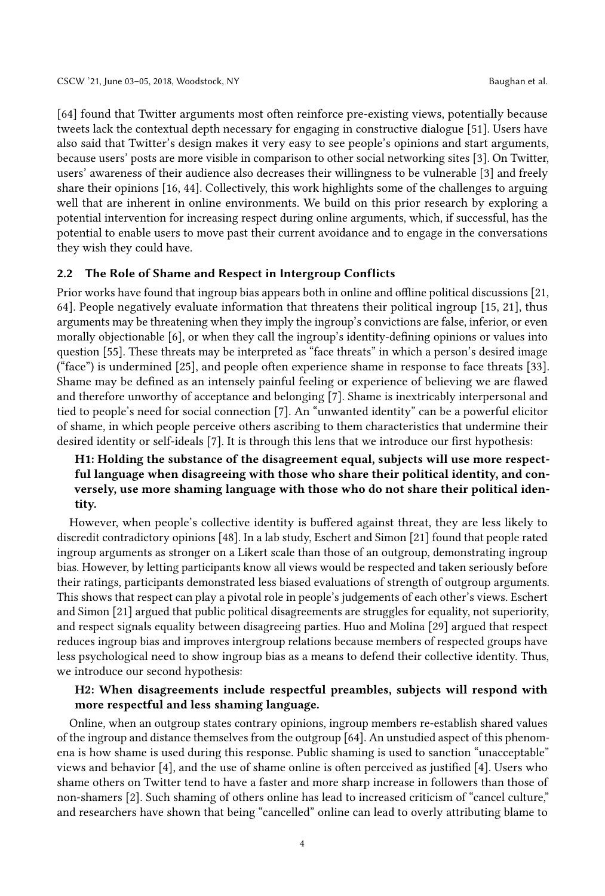[64] found that Twitter arguments most often reinforce pre-existing views, potentially because tweets lack the contextual depth necessary for engaging in constructive dialogue [51]. Users have also said that Twitter's design makes it very easy to see people's opinions and start arguments, because users' posts are more visible in comparison to other social networking sites [3]. On Twitter, users' awareness of their audience also decreases their willingness to be vulnerable [3] and freely share their opinions [16, 44]. Collectively, this work highlights some of the challenges to arguing well that are inherent in online environments. We build on this prior research by exploring a potential intervention for increasing respect during online arguments, which, if successful, has the potential to enable users to move past their current avoidance and to engage in the conversations they wish they could have.

### 2.2 The Role of Shame and Respect in Intergroup Conflicts

Prior works have found that ingroup bias appears both in online and offline political discussions [21, 64]. People negatively evaluate information that threatens their political ingroup [15, 21], thus arguments may be threatening when they imply the ingroup's convictions are false, inferior, or even morally objectionable [6], or when they call the ingroup's identity-defining opinions or values into question [55]. These threats may be interpreted as "face threats" in which a person's desired image ("face") is undermined [25], and people often experience shame in response to face threats [33]. Shame may be defined as an intensely painful feeling or experience of believing we are flawed and therefore unworthy of acceptance and belonging [7]. Shame is inextricably interpersonal and tied to people's need for social connection [7]. An "unwanted identity" can be a powerful elicitor of shame, in which people perceive others ascribing to them characteristics that undermine their desired identity or self-ideals [7]. It is through this lens that we introduce our first hypothesis:

> **H1: Holding the substance of the disagreement equal, subjects will use more respectful language when disagreeing with those who share their political identity, and conversely, use more shaming language with those who do not share their political identity.**

However, when people's collective identity is buffered against threat, they are less likely to discredit contradictory opinions [48]. In a lab study, Eschert and Simon [21] found that people rated ingroup arguments as stronger on a Likert scale than those of an outgroup, demonstrating ingroup bias. However, by letting participants know all views would be respected and taken seriously before their ratings, participants demonstrated less biased evaluations of strength of outgroup arguments. This shows that respect can play a pivotal role in people's judgements of each other's views. Eschert and Simon [21] argued that public political disagreements are struggles for equality, not superiority, and respect signals equality between disagreeing parties. Huo and Molina [29] argued that respect reduces ingroup bias and improves intergroup relations because members of respected groups have less psychological need to show ingroup bias as a means to defend their collective identity. Thus, we introduce our second hypothesis:

> **H2: When disagreements include respectful preambles, subjects will respond with more respectful and less shaming language.**

Online, when an outgroup states contrary opinions, ingroup members re-establish shared values of the ingroup and distance themselves from the outgroup [64]. An unstudied aspect of this phenomena is how shame is used during this response. Public shaming is used to sanction "unacceptable" views and behavior [4], and the use of shame online is often perceived as justified [4]. Users who shame others on Twitter tend to have a faster and more sharp increase in followers than those of non-shamers [2]. Such shaming of others online has lead to increased criticism of "cancel culture," and researchers have shown that being "cancelled" online can lead to overly attributing blame to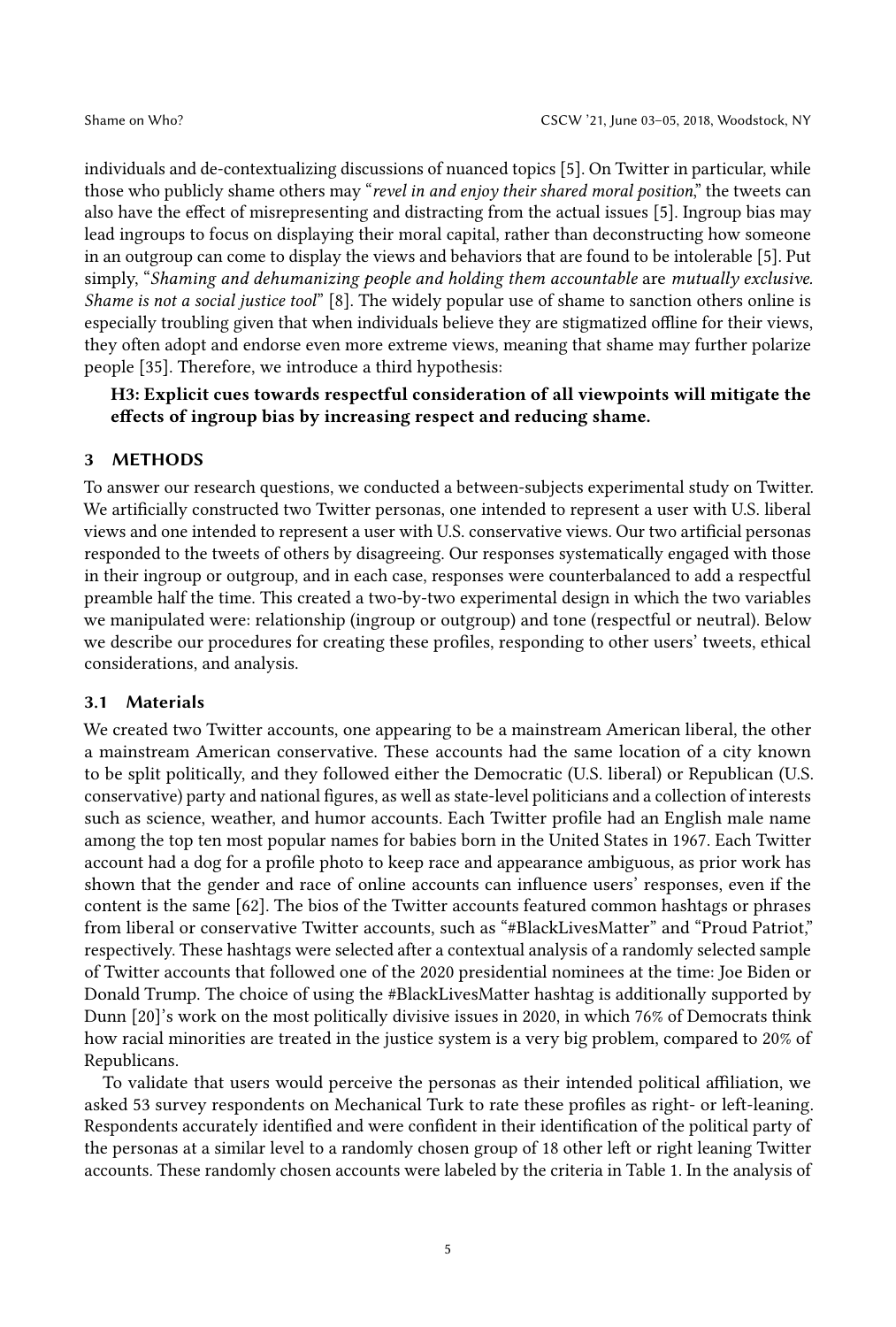individuals and de-contextualizing discussions of nuanced topics [5]. On Twitter in particular, while those who publicly shame others may "*revel in and enjoy their shared moral position*," the tweets can also have the effect of misrepresenting and distracting from the actual issues [5]. Ingroup bias may lead ingroups to focus on displaying their moral capital, rather than deconstructing how someone in an outgroup can come to display the views and behaviors that are found to be intolerable [5]. Put simply, "*Shaming and dehumanizing people and holding them accountable* are *mutually exclusive. Shame is not a social justice tool*" [8]. The widely popular use of shame to sanction others online is especially troubling given that when individuals believe they are stigmatized offline for their views, they often adopt and endorse even more extreme views, meaning that shame may further polarize people [35]. Therefore, we introduce a third hypothesis:

> **H3: Explicit cues towards respectful consideration of all viewpoints will mitigate the effects of ingroup bias by increasing respect and reducing shame.**

## 3 METHODS

To answer our research questions, we conducted a between-subjects experimental study on Twitter. We artificially constructed two Twitter personas, one intended to represent a user with U.S. liberal views and one intended to represent a user with U.S. conservative views. Our two artificial personas responded to the tweets of others by disagreeing. Our responses systematically engaged with those in their ingroup or outgroup, and in each case, responses were counterbalanced to add a respectful preamble half the time. This created a two-by-two experimental design in which the two variables we manipulated were: relationship (ingroup or outgroup) and tone (respectful or neutral). Below we describe our procedures for creating these profiles, responding to other users' tweets, ethical considerations, and analysis.

### 3.1 Materials

We created two Twitter accounts, one appearing to be a mainstream American liberal, the other a mainstream American conservative. These accounts had the same location of a city known to be split politically, and they followed either the Democratic (U.S. liberal) or Republican (U.S. conservative) party and national figures, as well as state-level politicians and a collection of interests such as science, weather, and humor accounts. Each Twitter profile had an English male name among the top ten most popular names for babies born in the United States in 1967. Each Twitter account had a dog for a profile photo to keep race and appearance ambiguous, as prior work has shown that the gender and race of online accounts can influence users' responses, even if the content is the same [62]. The bios of the Twitter accounts featured common hashtags or phrases from liberal or conservative Twitter accounts, such as "#BlackLivesMatter" and "Proud Patriot," respectively. These hashtags were selected after a contextual analysis of a randomly selected sample of Twitter accounts that followed one of the 2020 presidential nominees at the time: Joe Biden or Donald Trump. The choice of using the #BlackLivesMatter hashtag is additionally supported by Dunn [20]'s work on the most politically divisive issues in 2020, in which 76% of Democrats think how racial minorities are treated in the justice system is a very big problem, compared to 20% of Republicans.

To validate that users would perceive the personas as their intended political affiliation, we asked 53 survey respondents on Mechanical Turk to rate these profiles as right- or left-leaning. Respondents accurately identified and were confident in their identification of the political party of the personas at a similar level to a randomly chosen group of 18 other left or right leaning Twitter accounts. These randomly chosen accounts were labeled by the criteria in Table 1. In the analysis of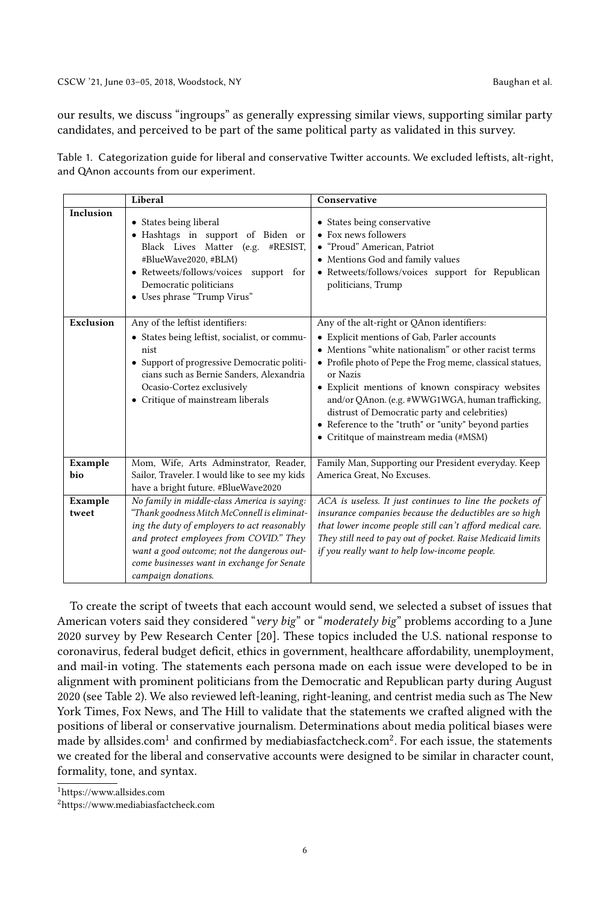our results, we discuss "ingroups" as generally expressing similar views, supporting similar party candidates, and perceived to be part of the same political party as validated in this survey.

Table 1. Categorization guide for liberal and conservative Twitter accounts. We excluded leftists, alt-right, and QAnon accounts from our experiment.

| | Liberal | Conservative |
|---|---|---|
| **Inclusion** | • States being liberal<br>• Hashtags in support of Biden or Black Lives Matter (e.g. #RESIST, #BlueWave2020, #BLM)<br>• Retweets/follows/voices support for Democratic politicians<br>• Uses phrase "Trump Virus" | • States being conservative<br>• Fox news followers<br>• "Proud" American, Patriot<br>• Mentions God and family values<br>• Retweets/follows/voices support for Republican politicians, Trump |
| **Exclusion** | Any of the leftist identifiers:<br>• States being leftist, socialist, or communist<br>• Support of progressive Democratic politicians such as Bernie Sanders, Alexandria Ocasio-Cortez exclusively<br>• Critique of mainstream liberals | Any of the alt-right or QAnon identifiers:<br>• Explicit mentions of Gab, Parler accounts<br>• Mentions "white nationalism" or other racist terms<br>• Profile photo of Pepe the Frog meme, classical statues, or Nazis<br>• Explicit mentions of known conspiracy websites and/or QAnon. (e.g. #WWG1WGA, human trafficking, distrust of Democratic party and celebrities)<br>• Reference to the "truth" or "unity" beyond parties<br>• Crititque of mainstream media (#MSM) |
| **Example bio** | Mom, Wife, Arts Adminstrator, Reader, Sailor, Traveler. I would like to see my kids have a bright future. #BlueWave2020 | Family Man, Supporting our President everyday. Keep America Great, No Excuses. |
| **Example tweet** | *No family in middle-class America is saying: "Thank goodness Mitch McConnell is eliminating the duty of employers to act reasonably and protect employees from COVID." They want a good outcome; not the dangerous outcome businesses want in exchange for Senate campaign donations.* | *ACA is useless. It just continues to line the pockets of insurance companies because the deductibles are so high that lower income people still can't afford medical care. They still need to pay out of pocket. Raise Medicaid limits if you really want to help low-income people.* |

To create the script of tweets that each account would send, we selected a subset of issues that American voters said they considered "*very big*" or "*moderately big*" problems according to a June 2020 survey by Pew Research Center [20]. These topics included the U.S. national response to coronavirus, federal budget deficit, ethics in government, healthcare affordability, unemployment, and mail-in voting. The statements each persona made on each issue were developed to be in alignment with prominent politicians from the Democratic and Republican party during August 2020 (see Table 2). We also reviewed left-leaning, right-leaning, and centrist media such as The New York Times, Fox News, and The Hill to validate that the statements we crafted aligned with the positions of liberal or conservative journalism. Determinations about media political biases were made by allsides.com[1] and confirmed by mediabiasfactcheck.com[2]. For each issue, the statements we created for the liberal and conservative accounts were designed to be similar in character count, formality, tone, and syntax.

[1] https://www.allsides.com

[2] https://www.mediabiasfactcheck.com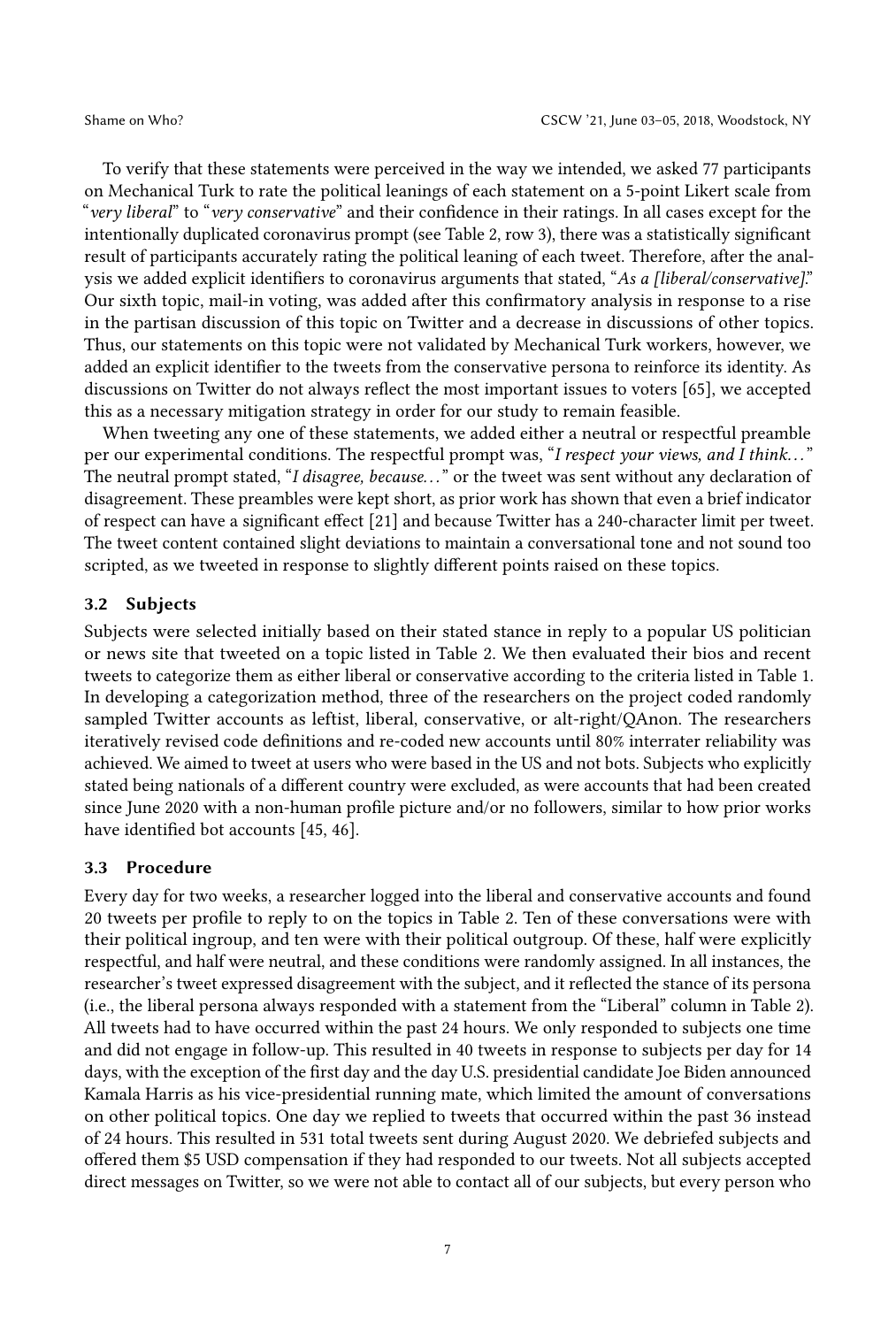To verify that these statements were perceived in the way we intended, we asked 77 participants on Mechanical Turk to rate the political leanings of each statement on a 5-point Likert scale from "*very liberal*" to "*very conservative*" and their confidence in their ratings. In all cases except for the intentionally duplicated coronavirus prompt (see Table 2, row 3), there was a statistically significant result of participants accurately rating the political leaning of each tweet. Therefore, after the analysis we added explicit identifiers to coronavirus arguments that stated, "*As a [liberal/conservative].*" Our sixth topic, mail-in voting, was added after this confirmatory analysis in response to a rise in the partisan discussion of this topic on Twitter and a decrease in discussions of other topics. Thus, our statements on this topic were not validated by Mechanical Turk workers, however, we added an explicit identifier to the tweets from the conservative persona to reinforce its identity. As discussions on Twitter do not always reflect the most important issues to voters [65], we accepted this as a necessary mitigation strategy in order for our study to remain feasible.

When tweeting any one of these statements, we added either a neutral or respectful preamble per our experimental conditions. The respectful prompt was, "*I respect your views, and I think...*" The neutral prompt stated, "*I disagree, because...*" or the tweet was sent without any declaration of disagreement. These preambles were kept short, as prior work has shown that even a brief indicator of respect can have a significant effect [21] and because Twitter has a 240-character limit per tweet. The tweet content contained slight deviations to maintain a conversational tone and not sound too scripted, as we tweeted in response to slightly different points raised on these topics.

### 3.2 Subjects

Subjects were selected initially based on their stated stance in reply to a popular US politician or news site that tweeted on a topic listed in Table 2. We then evaluated their bios and recent tweets to categorize them as either liberal or conservative according to the criteria listed in Table 1. In developing a categorization method, three of the researchers on the project coded randomly sampled Twitter accounts as leftist, liberal, conservative, or alt-right/QAnon. The researchers iteratively revised code definitions and re-coded new accounts until 80% interrater reliability was achieved. We aimed to tweet at users who were based in the US and not bots. Subjects who explicitly stated being nationals of a different country were excluded, as were accounts that had been created since June 2020 with a non-human profile picture and/or no followers, similar to how prior works have identified bot accounts [45, 46].

### 3.3 Procedure

Every day for two weeks, a researcher logged into the liberal and conservative accounts and found 20 tweets per profile to reply to on the topics in Table 2. Ten of these conversations were with their political ingroup, and ten were with their political outgroup. Of these, half were explicitly respectful, and half were neutral, and these conditions were randomly assigned. In all instances, the researcher's tweet expressed disagreement with the subject, and it reflected the stance of its persona (i.e., the liberal persona always responded with a statement from the "Liberal" column in Table 2). All tweets had to have occurred within the past 24 hours. We only responded to subjects one time and did not engage in follow-up. This resulted in 40 tweets in response to subjects per day for 14 days, with the exception of the first day and the day U.S. presidential candidate Joe Biden announced Kamala Harris as his vice-presidential running mate, which limited the amount of conversations on other political topics. One day we replied to tweets that occurred within the past 36 instead of 24 hours. This resulted in 531 total tweets sent during August 2020. We debriefed subjects and offered them $5 USD compensation if they had responded to our tweets. Not all subjects accepted direct messages on Twitter, so we were not able to contact all of our subjects, but every person who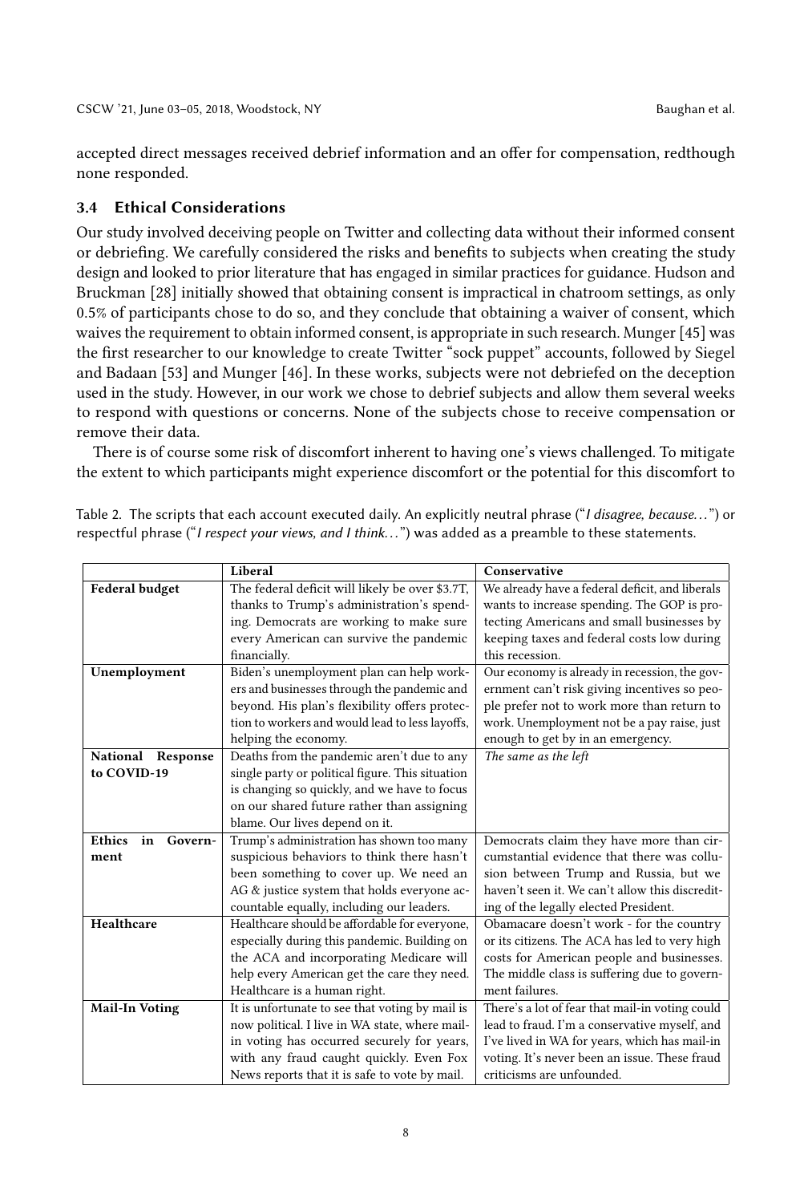accepted direct messages received debrief information and an offer for compensation, redthough none responded.

### 3.4 Ethical Considerations

Our study involved deceiving people on Twitter and collecting data without their informed consent or debriefing. We carefully considered the risks and benefits to subjects when creating the study design and looked to prior literature that has engaged in similar practices for guidance. Hudson and Bruckman [28] initially showed that obtaining consent is impractical in chatroom settings, as only 0.5% of participants chose to do so, and they conclude that obtaining a waiver of consent, which waives the requirement to obtain informed consent, is appropriate in such research. Munger [45] was the first researcher to our knowledge to create Twitter "sock puppet" accounts, followed by Siegel and Badaan [53] and Munger [46]. In these works, subjects were not debriefed on the deception used in the study. However, in our work we chose to debrief subjects and allow them several weeks to respond with questions or concerns. None of the subjects chose to receive compensation or remove their data.

There is of course some risk of discomfort inherent to having one's views challenged. To mitigate the extent to which participants might experience discomfort or the potential for this discomfort to

Table 2. The scripts that each account executed daily. An explicitly neutral phrase ("*I disagree, because...*") or respectful phrase ("*I respect your views, and I think...*") was added as a preamble to these statements.

| | **Liberal** | **Conservative** |
|---|---|---|
| **Federal budget** | The federal deficit will likely be over \$3.7T, thanks to Trump's administration's spending. Democrats are working to make sure every American can survive the pandemic financially. | We already have a federal deficit, and liberals wants to increase spending. The GOP is protecting Americans and small businesses by keeping taxes and federal costs low during this recession. |
| **Unemployment** | Biden's unemployment plan can help workers and businesses through the pandemic and beyond. His plan's flexibility offers protection to workers and would lead to less layoffs, helping the economy. | Our economy is already in recession, the government can't risk giving incentives so people prefer not to work more than return to work. Unemployment not be a pay raise, just enough to get by in an emergency. |
| **National Response to COVID-19** | Deaths from the pandemic aren't due to any single party or political figure. This situation is changing so quickly, and we have to focus on our shared future rather than assigning blame. Our lives depend on it. | *The same as the left* |
| **Ethics in Government** | Trump's administration has shown too many suspicious behaviors to think there hasn't been something to cover up. We need an AG & justice system that holds everyone accountable equally, including our leaders. | Democrats claim they have more than circumstantial evidence that there was collusion between Trump and Russia, but we haven't seen it. We can't allow this discrediting of the legally elected President. |
| **Healthcare** | Healthcare should be affordable for everyone, especially during this pandemic. Building on the ACA and incorporating Medicare will help every American get the care they need. Healthcare is a human right. | Obamacare doesn't work - for the country or its citizens. The ACA has led to very high costs for American people and businesses. The middle class is suffering due to government failures. |
| **Mail-In Voting** | It is unfortunate to see that voting by mail is now political. I live in WA state, where mail-in voting has occurred securely for years, with any fraud caught quickly. Even Fox News reports that it is safe to vote by mail. | There's a lot of fear that mail-in voting could lead to fraud. I'm a conservative myself, and I've lived in WA for years, which has mail-in voting. It's never been an issue. These fraud criticisms are unfounded. |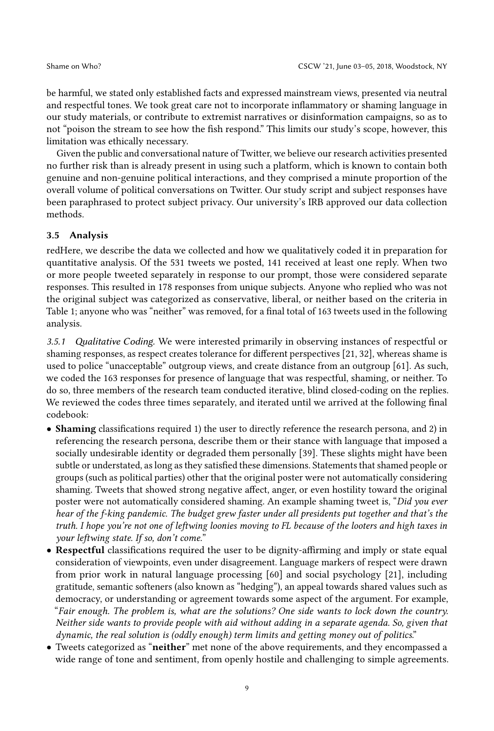be harmful, we stated only established facts and expressed mainstream views, presented via neutral and respectful tones. We took great care not to incorporate inflammatory or shaming language in our study materials, or contribute to extremist narratives or disinformation campaigns, so as to not "poison the stream to see how the fish respond." This limits our study's scope, however, this limitation was ethically necessary.

Given the public and conversational nature of Twitter, we believe our research activities presented no further risk than is already present in using such a platform, which is known to contain both genuine and non-genuine political interactions, and they comprised a minute proportion of the overall volume of political conversations on Twitter. Our study script and subject responses have been paraphrased to protect subject privacy. Our university's IRB approved our data collection methods.

### 3.5 Analysis

redHere, we describe the data we collected and how we qualitatively coded it in preparation for quantitative analysis. Of the 531 tweets we posted, 141 received at least one reply. When two or more people tweeted separately in response to our prompt, those were considered separate responses. This resulted in 178 responses from unique subjects. Anyone who replied who was not the original subject was categorized as conservative, liberal, or neither based on the criteria in Table 1; anyone who was "neither" was removed, for a final total of 163 tweets used in the following analysis.

#### 3.5.1 *Qualitative Coding.*

We were interested primarily in observing instances of respectful or shaming responses, as respect creates tolerance for different perspectives [21, 32], whereas shame is used to police "unacceptable" outgroup views, and create distance from an outgroup [61]. As such, we coded the 163 responses for presence of language that was respectful, shaming, or neither. To do so, three members of the research team conducted iterative, blind closed-coding on the replies. We reviewed the codes three times separately, and iterated until we arrived at the following final codebook:

- **Shaming** classifications required 1) the user to directly reference the research persona, and 2) in referencing the research persona, describe them or their stance with language that imposed a socially undesirable identity or degraded them personally [39]. These slights might have been subtle or understated, as long as they satisfied these dimensions. Statements that shamed people or groups (such as political parties) other that the original poster were not automatically considering shaming. Tweets that showed strong negative affect, anger, or even hostility toward the original poster were not automatically considered shaming. An example shaming tweet is, "*Did you ever hear of the f-king pandemic. The budget grew faster under all presidents put together and that's the truth. I hope you're not one of leftwing loonies moving to FL because of the looters and high taxes in your leftwing state. If so, don't come.*"
- **Respectful** classifications required the user to be dignity-affirming and imply or state equal consideration of viewpoints, even under disagreement. Language markers of respect were drawn from prior work in natural language processing [60] and social psychology [21], including gratitude, semantic softeners (also known as "hedging"), an appeal towards shared values such as democracy, or understanding or agreement towards some aspect of the argument. For example, "*Fair enough. The problem is, what are the solutions? One side wants to lock down the country. Neither side wants to provide people with aid without adding in a separate agenda. So, given that dynamic, the real solution is (oddly enough) term limits and getting money out of politics.*"
- Tweets categorized as "**neither**" met none of the above requirements, and they encompassed a wide range of tone and sentiment, from openly hostile and challenging to simple agreements.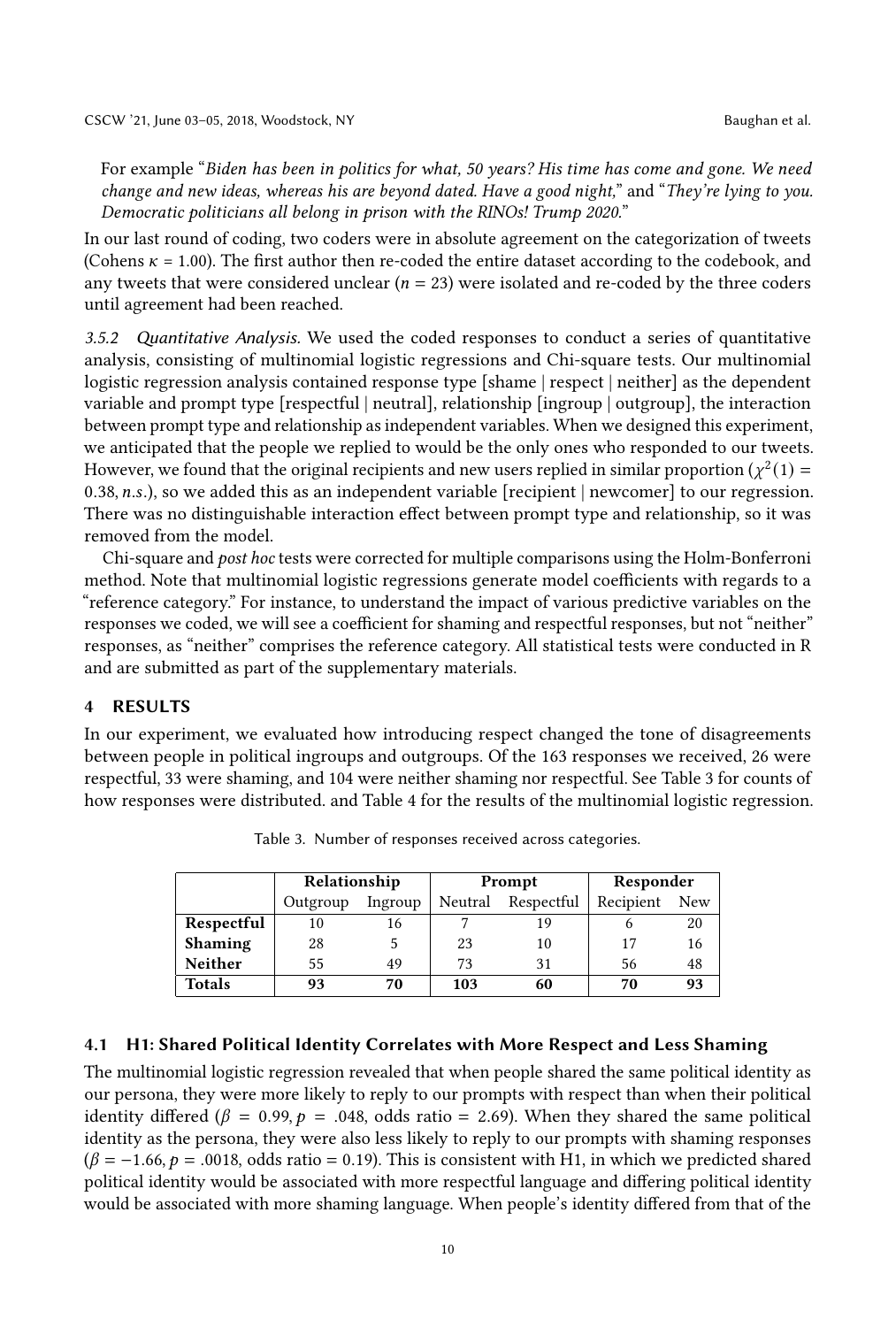For example "*Biden has been in politics for what, 50 years? His time has come and gone. We need change and new ideas, whereas his are beyond dated. Have a good night,*" and "*They're lying to you. Democratic politicians all belong in prison with the RINOs! Trump 2020.*"

In our last round of coding, two coders were in absolute agreement on the categorization of tweets (Cohens $\kappa = 1.00$). The first author then re-coded the entire dataset according to the codebook, and any tweets that were considered unclear ($n = 23$) were isolated and re-coded by the three coders until agreement had been reached.

### 3.5.2 Quantitative Analysis.

We used the coded responses to conduct a series of quantitative analysis, consisting of multinomial logistic regressions and Chi-square tests. Our multinomial logistic regression analysis contained response type [shame | respect | neither] as the dependent variable and prompt type [respectful | neutral], relationship [ingroup | outgroup], the interaction between prompt type and relationship as independent variables. When we designed this experiment, we anticipated that the people we replied to would be the only ones who responded to our tweets. However, we found that the original recipients and new users replied in similar proportion ($\chi^2(1) = 0.38, n.s.$), so we added this as an independent variable [recipient | newcomer] to our regression. There was no distinguishable interaction effect between prompt type and relationship, so it was removed from the model.

Chi-square and *post hoc* tests were corrected for multiple comparisons using the Holm-Bonferroni method. Note that multinomial logistic regressions generate model coefficients with regards to a "reference category." For instance, to understand the impact of various predictive variables on the responses we coded, we will see a coefficient for shaming and respectful responses, but not "neither" responses, as "neither" comprises the reference category. All statistical tests were conducted in R and are submitted as part of the supplementary materials.

## 4 RESULTS

In our experiment, we evaluated how introducing respect changed the tone of disagreements between people in political ingroups and outgroups. Of the 163 responses we received, 26 were respectful, 33 were shaming, and 104 were neither shaming nor respectful. See Table 3 for counts of how responses were distributed. and Table 4 for the results of the multinomial logistic regression.

Table 3. Number of responses received across categories.

| | Relationship | | Prompt | | Responder | |
|---|---|---|---|---|---|---|
| | Outgroup | Ingroup | Neutral | Respectful | Recipient | New |
| **Respectful** | 10 | 16 | 7 | 19 | 6 | 20 |
| **Shaming** | 28 | 5 | 23 | 10 | 17 | 16 |
| **Neither** | 55 | 49 | 73 | 31 | 56 | 48 |
| **Totals** | **93** | **70** | **103** | **60** | **70** | **93** |

### 4.1 H1: Shared Political Identity Correlates with More Respect and Less Shaming

The multinomial logistic regression revealed that when people shared the same political identity as our persona, they were more likely to reply to our prompts with respect than when their political identity differed ($\beta = 0.99, p = .048$, odds ratio = 2.69). When they shared the same political identity as the persona, they were also less likely to reply to our prompts with shaming responses ($\beta = -1.66, p = .0018$, odds ratio = 0.19). This is consistent with H1, in which we predicted shared political identity would be associated with more respectful language and differing political identity would be associated with more shaming language. When people's identity differed from that of the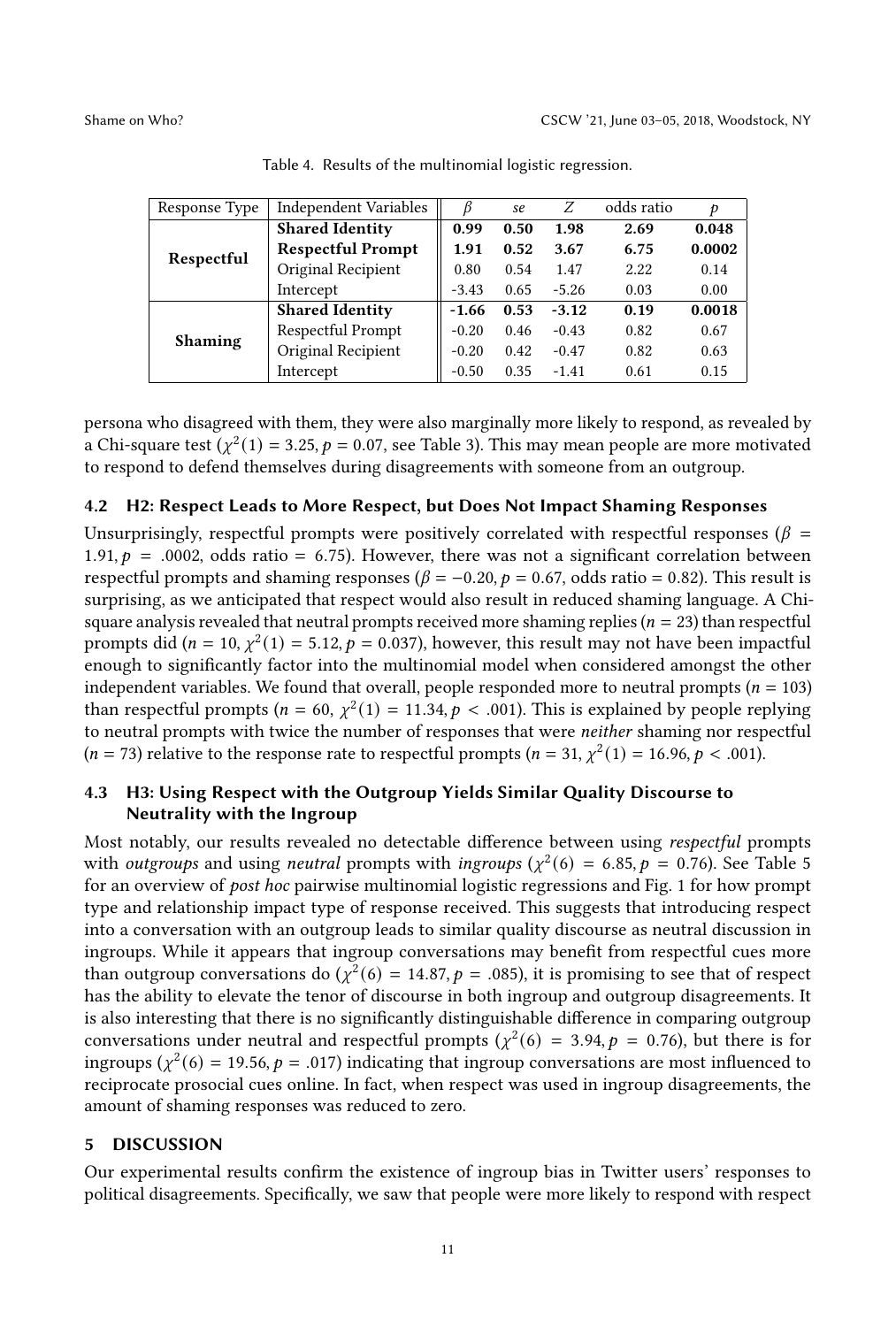Table 4. Results of the multinomial logistic regression.

| Response Type | Independent Variables | $\beta$ | *se* | *Z* | odds ratio | *p* |
|---|---|---|---|---|---|---|
| **Respectful** | **Shared Identity** | **0.99** | **0.50** | **1.98** | **2.69** | **0.048** |
| | **Respectful Prompt** | **1.91** | **0.52** | **3.67** | **6.75** | **0.0002** |
| | Original Recipient | 0.80 | 0.54 | 1.47 | 2.22 | 0.14 |
| | Intercept | -3.43 | 0.65 | -5.26 | 0.03 | 0.00 |
| **Shaming** | **Shared Identity** | **-1.66** | **0.53** | **-3.12** | **0.19** | **0.0018** |
| | Respectful Prompt | -0.20 | 0.46 | -0.43 | 0.82 | 0.67 |
| | Original Recipient | -0.20 | 0.42 | -0.47 | 0.82 | 0.63 |
| | Intercept | -0.50 | 0.35 | -1.41 | 0.61 | 0.15 |

persona who disagreed with them, they were also marginally more likely to respond, as revealed by a Chi-square test ($\chi^2(1) = 3.25, p = 0.07$, see Table 3). This may mean people are more motivated to respond to defend themselves during disagreements with someone from an outgroup.

## 4.2 H2: Respect Leads to More Respect, but Does Not Impact Shaming Responses

Unsurprisingly, respectful prompts were positively correlated with respectful responses ($\beta = 1.91, p = .0002$, odds ratio = 6.75). However, there was not a significant correlation between respectful prompts and shaming responses ($\beta = -0.20, p = 0.67$, odds ratio = 0.82). This result is surprising, as we anticipated that respect would also result in reduced shaming language. A Chi-square analysis revealed that neutral prompts received more shaming replies ($n = 23$) than respectful prompts did ($n = 10, \chi^2(1) = 5.12, p = 0.037$), however, this result may not have been impactful enough to significantly factor into the multinomial model when considered amongst the other independent variables. We found that overall, people responded more to neutral prompts ($n = 103$) than respectful prompts ($n = 60, \chi^2(1) = 11.34, p < .001$). This is explained by people replying to neutral prompts with twice the number of responses that were *neither* shaming nor respectful ($n = 73$) relative to the response rate to respectful prompts ($n = 31, \chi^2(1) = 16.96, p < .001$).

## 4.3 H3: Using Respect with the Outgroup Yields Similar Quality Discourse to Neutrality with the Ingroup

Most notably, our results revealed no detectable difference between using *respectful* prompts with *outgroups* and using *neutral* prompts with *ingroups* ($\chi^2(6) = 6.85, p = 0.76$). See Table 5 for an overview of *post hoc* pairwise multinomial logistic regressions and Fig. 1 for how prompt type and relationship impact type of response received. This suggests that introducing respect into a conversation with an outgroup leads to similar quality discourse as neutral discussion in ingroups. While it appears that ingroup conversations may benefit from respectful cues more than outgroup conversations do ($\chi^2(6) = 14.87, p = .085$), it is promising to see that of respect has the ability to elevate the tenor of discourse in both ingroup and outgroup disagreements. It is also interesting that there is no significantly distinguishable difference in comparing outgroup conversations under neutral and respectful prompts ($\chi^2(6) = 3.94, p = 0.76$), but there is for ingroups ($\chi^2(6) = 19.56, p = .017$) indicating that ingroup conversations are most influenced to reciprocate prosocial cues online. In fact, when respect was used in ingroup disagreements, the amount of shaming responses was reduced to zero.

# 5 DISCUSSION

Our experimental results confirm the existence of ingroup bias in Twitter users' responses to political disagreements. Specifically, we saw that people were more likely to respond with respect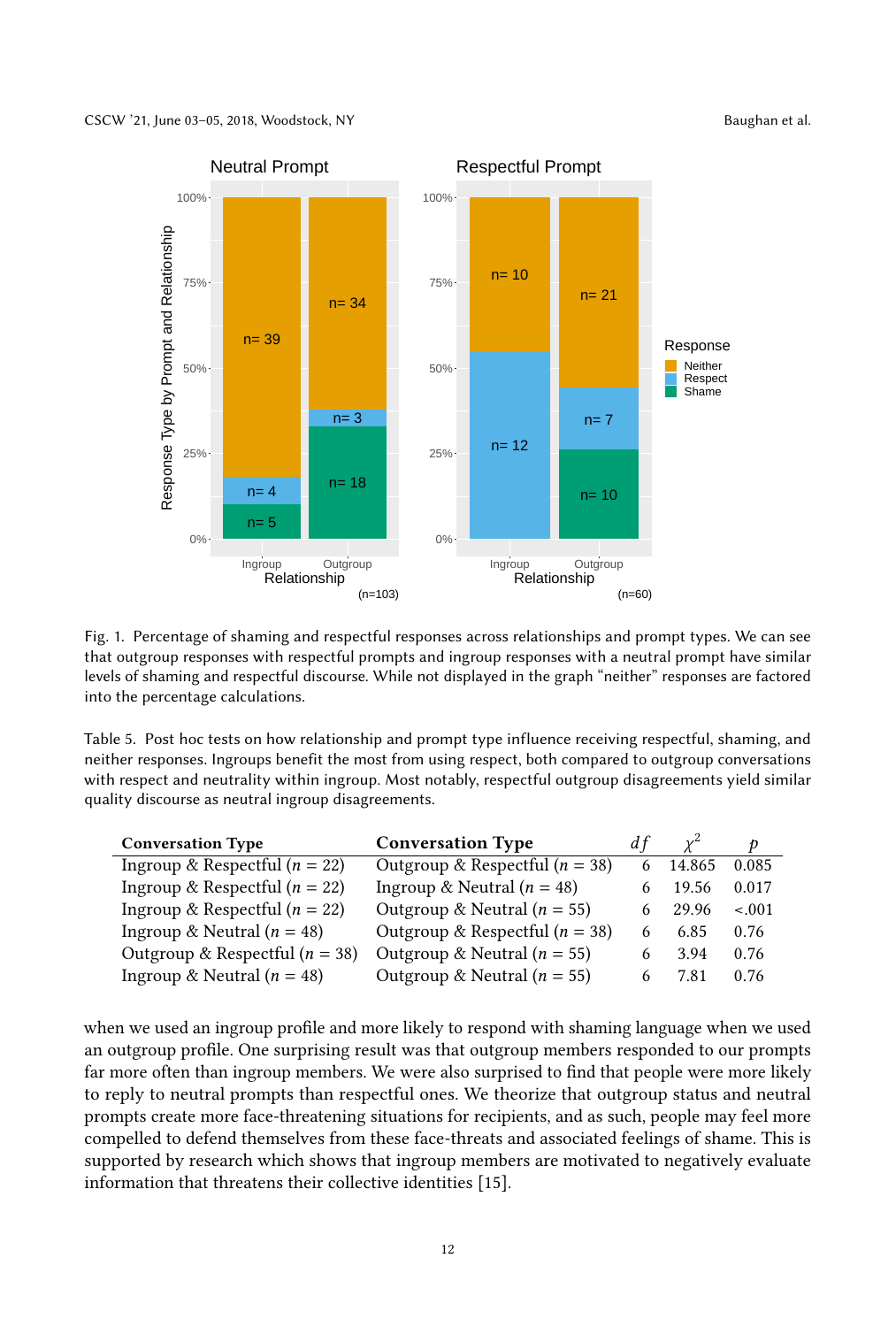Fig. 1. Percentage of shaming and respectful responses across relationships and prompt types. We can see that outgroup responses with respectful prompts and ingroup responses with a neutral prompt have similar levels of shaming and respectful discourse. While not displayed in the graph "neither" responses are factored into the percentage calculations.

Table 5. Post hoc tests on how relationship and prompt type influence receiving respectful, shaming, and neither responses. Ingroups benefit the most from using respect, both compared to outgroup conversations with respect and neutrality within ingroup. Most notably, respectful outgroup disagreements yield similar quality discourse as neutral ingroup disagreements.

| Conversation Type | Conversation Type | $df$ | $\chi^2$ | $p$ |
|---|---|---|---|---|
| Ingroup & Respectful ($n$ = 22) | Outgroup & Respectful ($n$ = 38) | 6 | 14.865 | 0.085 |
| Ingroup & Respectful ($n$ = 22) | Ingroup & Neutral ($n$ = 48) | 6 | 19.56 | 0.017 |
| Ingroup & Respectful ($n$ = 22) | Outgroup & Neutral ($n$ = 55) | 6 | 29.96 | <.001 |
| Ingroup & Neutral ($n$ = 48) | Outgroup & Respectful ($n$ = 38) | 6 | 6.85 | 0.76 |
| Outgroup & Respectful ($n$ = 38) | Outgroup & Neutral ($n$ = 55) | 6 | 3.94 | 0.76 |
| Ingroup & Neutral ($n$ = 48) | Outgroup & Neutral ($n$ = 55) | 6 | 7.81 | 0.76 |

when we used an ingroup profile and more likely to respond with shaming language when we used an outgroup profile. One surprising result was that outgroup members responded to our prompts far more often than ingroup members. We were also surprised to find that people were more likely to reply to neutral prompts than respectful ones. We theorize that outgroup status and neutral prompts create more face-threatening situations for recipients, and as such, people may feel more compelled to defend themselves from these face-threats and associated feelings of shame. This is supported by research which shows that ingroup members are motivated to negatively evaluate information that threatens their collective identities [15].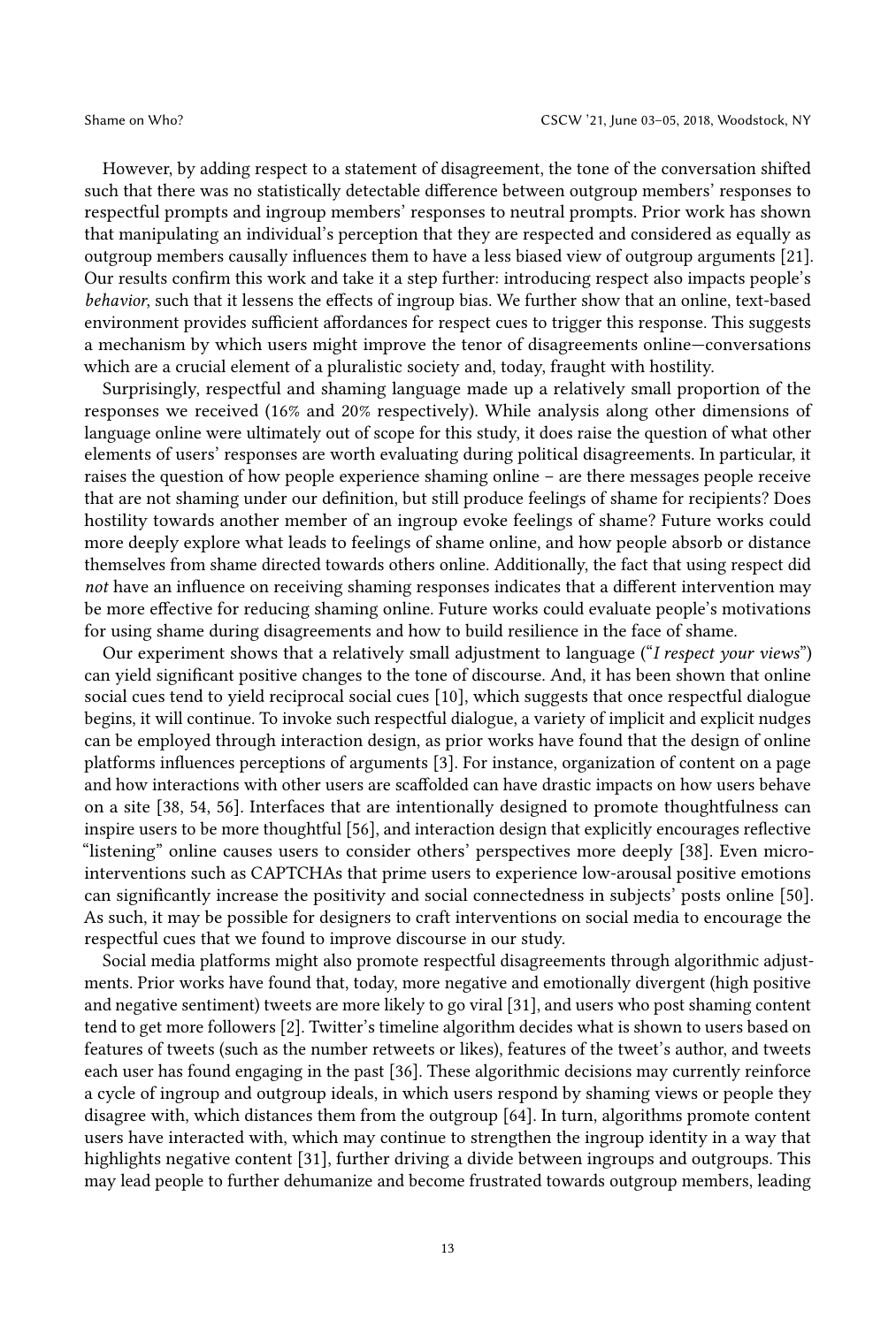However, by adding respect to a statement of disagreement, the tone of the conversation shifted such that there was no statistically detectable difference between outgroup members' responses to respectful prompts and ingroup members' responses to neutral prompts. Prior work has shown that manipulating an individual's perception that they are respected and considered as equally as outgroup members causally influences them to have a less biased view of outgroup arguments [21]. Our results confirm this work and take it a step further: introducing respect also impacts people's *behavior*, such that it lessens the effects of ingroup bias. We further show that an online, text-based environment provides sufficient affordances for respect cues to trigger this response. This suggests a mechanism by which users might improve the tenor of disagreements online—conversations which are a crucial element of a pluralistic society and, today, fraught with hostility.

Surprisingly, respectful and shaming language made up a relatively small proportion of the responses we received (16% and 20% respectively). While analysis along other dimensions of language online were ultimately out of scope for this study, it does raise the question of what other elements of users' responses are worth evaluating during political disagreements. In particular, it raises the question of how people experience shaming online – are there messages people receive that are not shaming under our definition, but still produce feelings of shame for recipients? Does hostility towards another member of an ingroup evoke feelings of shame? Future works could more deeply explore what leads to feelings of shame online, and how people absorb or distance themselves from shame directed towards others online. Additionally, the fact that using respect did *not* have an influence on receiving shaming responses indicates that a different intervention may be more effective for reducing shaming online. Future works could evaluate people's motivations for using shame during disagreements and how to build resilience in the face of shame.

Our experiment shows that a relatively small adjustment to language ("*I respect your views*") can yield significant positive changes to the tone of discourse. And, it has been shown that online social cues tend to yield reciprocal social cues [10], which suggests that once respectful dialogue begins, it will continue. To invoke such respectful dialogue, a variety of implicit and explicit nudges can be employed through interaction design, as prior works have found that the design of online platforms influences perceptions of arguments [3]. For instance, organization of content on a page and how interactions with other users are scaffolded can have drastic impacts on how users behave on a site [38, 54, 56]. Interfaces that are intentionally designed to promote thoughtfulness can inspire users to be more thoughtful [56], and interaction design that explicitly encourages reflective "listening" online causes users to consider others' perspectives more deeply [38]. Even micro-interventions such as CAPTCHAs that prime users to experience low-arousal positive emotions can significantly increase the positivity and social connectedness in subjects' posts online [50]. As such, it may be possible for designers to craft interventions on social media to encourage the respectful cues that we found to improve discourse in our study.

Social media platforms might also promote respectful disagreements through algorithmic adjustments. Prior works have found that, today, more negative and emotionally divergent (high positive and negative sentiment) tweets are more likely to go viral [31], and users who post shaming content tend to get more followers [2]. Twitter's timeline algorithm decides what is shown to users based on features of tweets (such as the number retweets or likes), features of the tweet's author, and tweets each user has found engaging in the past [36]. These algorithmic decisions may currently reinforce a cycle of ingroup and outgroup ideals, in which users respond by shaming views or people they disagree with, which distances them from the outgroup [64]. In turn, algorithms promote content users have interacted with, which may continue to strengthen the ingroup identity in a way that highlights negative content [31], further driving a divide between ingroups and outgroups. This may lead people to further dehumanize and become frustrated towards outgroup members, leading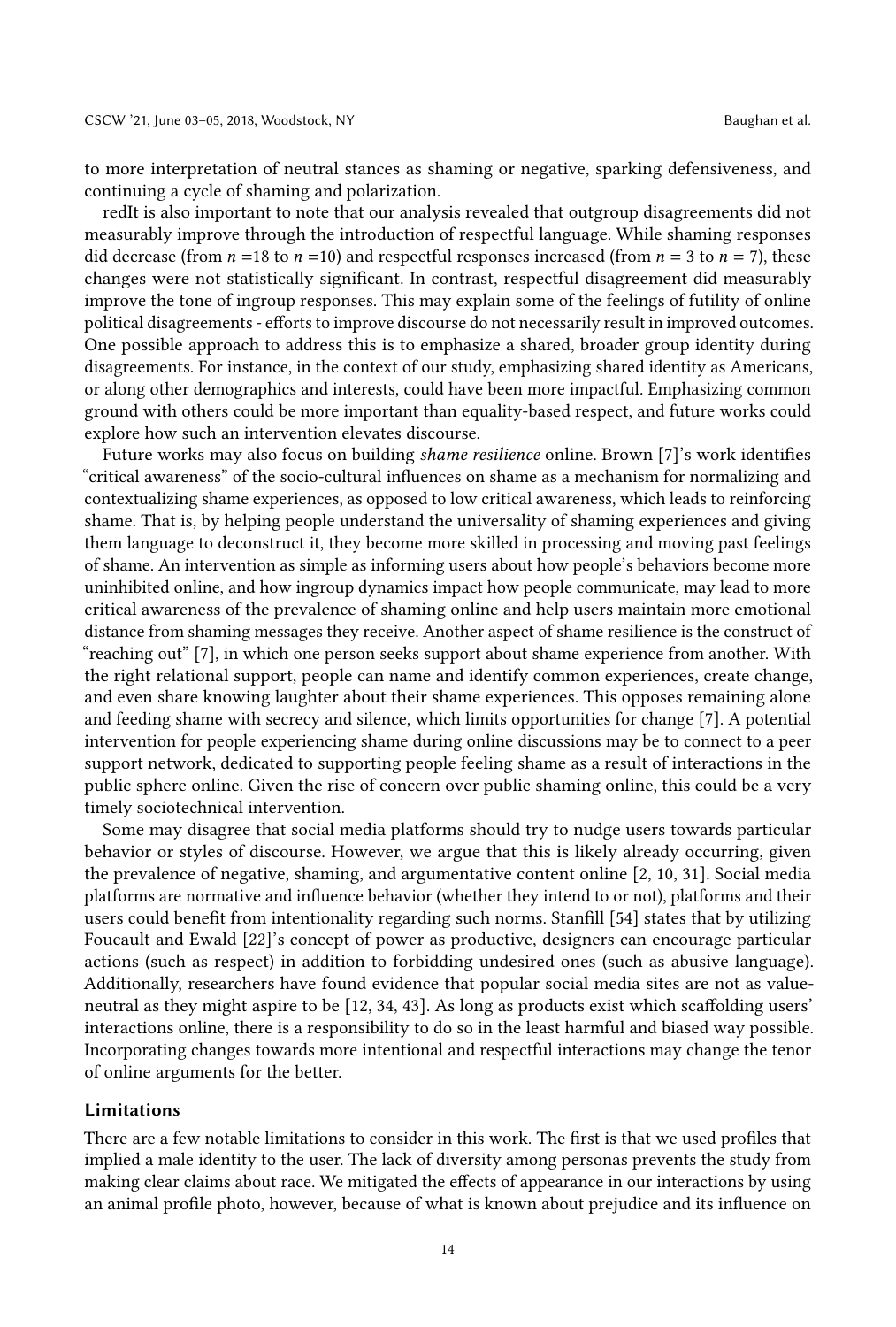to more interpretation of neutral stances as shaming or negative, sparking defensiveness, and continuing a cycle of shaming and polarization.

redIt is also important to note that our analysis revealed that outgroup disagreements did not measurably improve through the introduction of respectful language. While shaming responses did decrease (from $n$ =18 to $n$ =10) and respectful responses increased (from $n$ = 3 to $n$ = 7), these changes were not statistically significant. In contrast, respectful disagreement did measurably improve the tone of ingroup responses. This may explain some of the feelings of futility of online political disagreements - efforts to improve discourse do not necessarily result in improved outcomes. One possible approach to address this is to emphasize a shared, broader group identity during disagreements. For instance, in the context of our study, emphasizing shared identity as Americans, or along other demographics and interests, could have been more impactful. Emphasizing common ground with others could be more important than equality-based respect, and future works could explore how such an intervention elevates discourse.

Future works may also focus on building *shame resilience* online. Brown [7]'s work identifies "critical awareness" of the socio-cultural influences on shame as a mechanism for normalizing and contextualizing shame experiences, as opposed to low critical awareness, which leads to reinforcing shame. That is, by helping people understand the universality of shaming experiences and giving them language to deconstruct it, they become more skilled in processing and moving past feelings of shame. An intervention as simple as informing users about how people's behaviors become more uninhibited online, and how ingroup dynamics impact how people communicate, may lead to more critical awareness of the prevalence of shaming online and help users maintain more emotional distance from shaming messages they receive. Another aspect of shame resilience is the construct of "reaching out" [7], in which one person seeks support about shame experience from another. With the right relational support, people can name and identify common experiences, create change, and even share knowing laughter about their shame experiences. This opposes remaining alone and feeding shame with secrecy and silence, which limits opportunities for change [7]. A potential intervention for people experiencing shame during online discussions may be to connect to a peer support network, dedicated to supporting people feeling shame as a result of interactions in the public sphere online. Given the rise of concern over public shaming online, this could be a very timely sociotechnical intervention.

Some may disagree that social media platforms should try to nudge users towards particular behavior or styles of discourse. However, we argue that this is likely already occurring, given the prevalence of negative, shaming, and argumentative content online [2, 10, 31]. Social media platforms are normative and influence behavior (whether they intend to or not), platforms and their users could benefit from intentionality regarding such norms. Stanfill [54] states that by utilizing Foucault and Ewald [22]'s concept of power as productive, designers can encourage particular actions (such as respect) in addition to forbidding undesired ones (such as abusive language). Additionally, researchers have found evidence that popular social media sites are not as value-neutral as they might aspire to be [12, 34, 43]. As long as products exist which scaffolding users' interactions online, there is a responsibility to do so in the least harmful and biased way possible. Incorporating changes towards more intentional and respectful interactions may change the tenor of online arguments for the better.

### Limitations

There are a few notable limitations to consider in this work. The first is that we used profiles that implied a male identity to the user. The lack of diversity among personas prevents the study from making clear claims about race. We mitigated the effects of appearance in our interactions by using an animal profile photo, however, because of what is known about prejudice and its influence on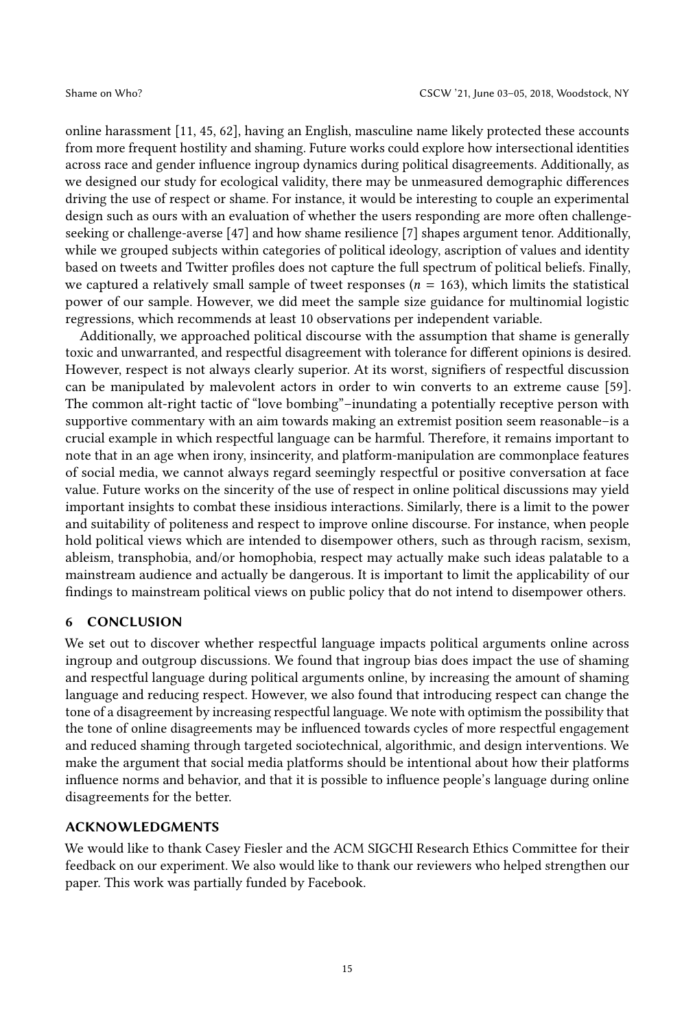online harassment [11, 45, 62], having an English, masculine name likely protected these accounts from more frequent hostility and shaming. Future works could explore how intersectional identities across race and gender influence ingroup dynamics during political disagreements. Additionally, as we designed our study for ecological validity, there may be unmeasured demographic differences driving the use of respect or shame. For instance, it would be interesting to couple an experimental design such as ours with an evaluation of whether the users responding are more often challenge-seeking or challenge-averse [47] and how shame resilience [7] shapes argument tenor. Additionally, while we grouped subjects within categories of political ideology, ascription of values and identity based on tweets and Twitter profiles does not capture the full spectrum of political beliefs. Finally, we captured a relatively small sample of tweet responses ($n$ = 163), which limits the statistical power of our sample. However, we did meet the sample size guidance for multinomial logistic regressions, which recommends at least 10 observations per independent variable.

Additionally, we approached political discourse with the assumption that shame is generally toxic and unwarranted, and respectful disagreement with tolerance for different opinions is desired. However, respect is not always clearly superior. At its worst, signifiers of respectful discussion can be manipulated by malevolent actors in order to win converts to an extreme cause [59]. The common alt-right tactic of "love bombing"–inundating a potentially receptive person with supportive commentary with an aim towards making an extremist position seem reasonable–is a crucial example in which respectful language can be harmful. Therefore, it remains important to note that in an age when irony, insincerity, and platform-manipulation are commonplace features of social media, we cannot always regard seemingly respectful or positive conversation at face value. Future works on the sincerity of the use of respect in online political discussions may yield important insights to combat these insidious interactions. Similarly, there is a limit to the power and suitability of politeness and respect to improve online discourse. For instance, when people hold political views which are intended to disempower others, such as through racism, sexism, ableism, transphobia, and/or homophobia, respect may actually make such ideas palatable to a mainstream audience and actually be dangerous. It is important to limit the applicability of our findings to mainstream political views on public policy that do not intend to disempower others.

## 6 CONCLUSION

We set out to discover whether respectful language impacts political arguments online across ingroup and outgroup discussions. We found that ingroup bias does impact the use of shaming and respectful language during political arguments online, by increasing the amount of shaming language and reducing respect. However, we also found that introducing respect can change the tone of a disagreement by increasing respectful language. We note with optimism the possibility that the tone of online disagreements may be influenced towards cycles of more respectful engagement and reduced shaming through targeted sociotechnical, algorithmic, and design interventions. We make the argument that social media platforms should be intentional about how their platforms influence norms and behavior, and that it is possible to influence people's language during online disagreements for the better.

## ACKNOWLEDGMENTS

We would like to thank Casey Fiesler and the ACM SIGCHI Research Ethics Committee for their feedback on our experiment. We also would like to thank our reviewers who helped strengthen our paper. This work was partially funded by Facebook.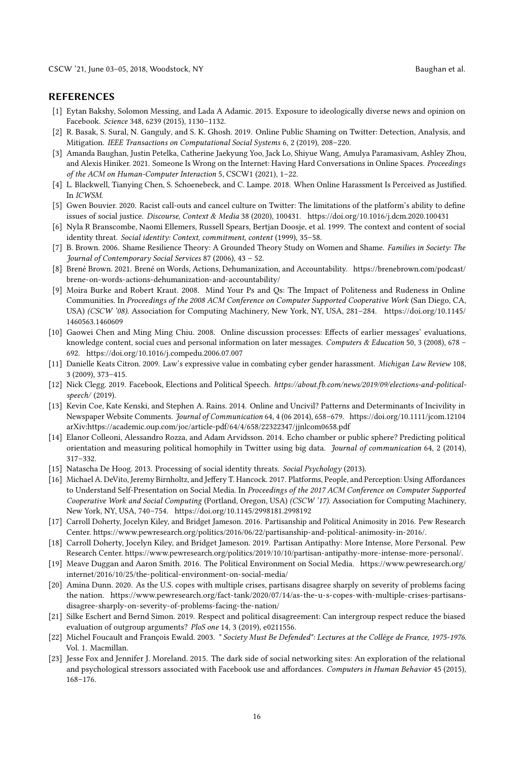## REFERENCES

[1] Eytan Bakshy, Solomon Messing, and Lada A Adamic. 2015. Exposure to ideologically diverse news and opinion on Facebook. *Science* 348, 6239 (2015), 1130–1132.

[2] R. Basak, S. Sural, N. Ganguly, and S. K. Ghosh. 2019. Online Public Shaming on Twitter: Detection, Analysis, and Mitigation. *IEEE Transactions on Computational Social Systems* 6, 2 (2019), 208–220.

[3] Amanda Baughan, Justin Petelka, Catherine Jaekyung Yoo, Jack Lo, Shiyue Wang, Amulya Paramasivam, Ashley Zhou, and Alexis Hiniker. 2021. Someone Is Wrong on the Internet: Having Hard Conversations in Online Spaces. *Proceedings of the ACM on Human-Computer Interaction* 5, CSCW1 (2021), 1–22.

[4] L. Blackwell, Tianying Chen, S. Schoenebeck, and C. Lampe. 2018. When Online Harassment Is Perceived as Justified. In *ICWSM*.

[5] Gwen Bouvier. 2020. Racist call-outs and cancel culture on Twitter: The limitations of the platform's ability to define issues of social justice. *Discourse, Context & Media* 38 (2020), 100431. https://doi.org/10.1016/j.dcm.2020.100431

[6] Nyla R Branscombe, Naomi Ellemers, Russell Spears, Bertjan Doosje, et al. 1999. The context and content of social identity threat. *Social identity: Context, commitment, content* (1999), 35–58.

[7] B. Brown. 2006. Shame Resilience Theory: A Grounded Theory Study on Women and Shame. *Families in Society: The Journal of Contemporary Social Services* 87 (2006), 43 – 52.

[8] Brené Brown. 2021. Brené on Words, Actions, Dehumanization, and Accountability. https://brenebrown.com/podcast/brene-on-words-actions-dehumanization-and-accountability/

[9] Moira Burke and Robert Kraut. 2008. Mind Your Ps and Qs: The Impact of Politeness and Rudeness in Online Communities. In *Proceedings of the 2008 ACM Conference on Computer Supported Cooperative Work* (San Diego, CA, USA) *(CSCW '08)*. Association for Computing Machinery, New York, NY, USA, 281–284. https://doi.org/10.1145/1460563.1460609

[10] Gaowei Chen and Ming Ming Chiu. 2008. Online discussion processes: Effects of earlier messages' evaluations, knowledge content, social cues and personal information on later messages. *Computers & Education* 50, 3 (2008), 678 – 692. https://doi.org/10.1016/j.compedu.2006.07.007

[11] Danielle Keats Citron. 2009. Law's expressive value in combating cyber gender harassment. *Michigan Law Review* 108, 3 (2009), 373–415.

[12] Nick Clegg. 2019. Facebook, Elections and Political Speech. *https://about.fb.com/news/2019/09/elections-and-political-speech/* (2019).

[13] Kevin Coe, Kate Kenski, and Stephen A. Rains. 2014. Online and Uncivil? Patterns and Determinants of Incivility in Newspaper Website Comments. *Journal of Communication* 64, 4 (06 2014), 658–679. https://doi.org/10.1111/jcom.12104 arXiv:https://academic.oup.com/joc/article-pdf/64/4/658/22322347/jjnlcom0658.pdf

[14] Elanor Colleoni, Alessandro Rozza, and Adam Arvidsson. 2014. Echo chamber or public sphere? Predicting political orientation and measuring political homophily in Twitter using big data. *Journal of communication* 64, 2 (2014), 317–332.

[15] Natascha De Hoog. 2013. Processing of social identity threats. *Social Psychology* (2013).

[16] Michael A. DeVito, Jeremy Birnholtz, and Jeffery T. Hancock. 2017. Platforms, People, and Perception: Using Affordances to Understand Self-Presentation on Social Media. In *Proceedings of the 2017 ACM Conference on Computer Supported Cooperative Work and Social Computing* (Portland, Oregon, USA) *(CSCW '17)*. Association for Computing Machinery, New York, NY, USA, 740–754. https://doi.org/10.1145/2998181.2998192

[17] Carroll Doherty, Jocelyn Kiley, and Bridget Jameson. 2016. Partisanship and Political Animosity in 2016. Pew Research Center. https://www.pewresearch.org/politics/2016/06/22/partisanship-and-political-animosity-in-2016/.

[18] Carroll Doherty, Jocelyn Kiley, and Bridget Jameson. 2019. Partisan Antipathy: More Intense, More Personal. Pew Research Center. https://www.pewresearch.org/politics/2019/10/10/partisan-antipathy-more-intense-more-personal/.

[19] Meave Duggan and Aaron Smith. 2016. The Political Environment on Social Media. https://www.pewresearch.org/internet/2016/10/25/the-political-environment-on-social-media/

[20] Amina Dunn. 2020. As the U.S. copes with multiple crises, partisans disagree sharply on severity of problems facing the nation. https://www.pewresearch.org/fact-tank/2020/07/14/as-the-u-s-copes-with-multiple-crises-partisans-disagree-sharply-on-severity-of-problems-facing-the-nation/

[21] Silke Eschert and Bernd Simon. 2019. Respect and political disagreement: Can intergroup respect reduce the biased evaluation of outgroup arguments? *PloS one* 14, 3 (2019), e0211556.

[22] Michel Foucault and François Ewald. 2003. *" Society Must Be Defended": Lectures at the Collège de France, 1975-1976*. Vol. 1. Macmillan.

[23] Jesse Fox and Jennifer J. Moreland. 2015. The dark side of social networking sites: An exploration of the relational and psychological stressors associated with Facebook use and affordances. *Computers in Human Behavior* 45 (2015), 168–176.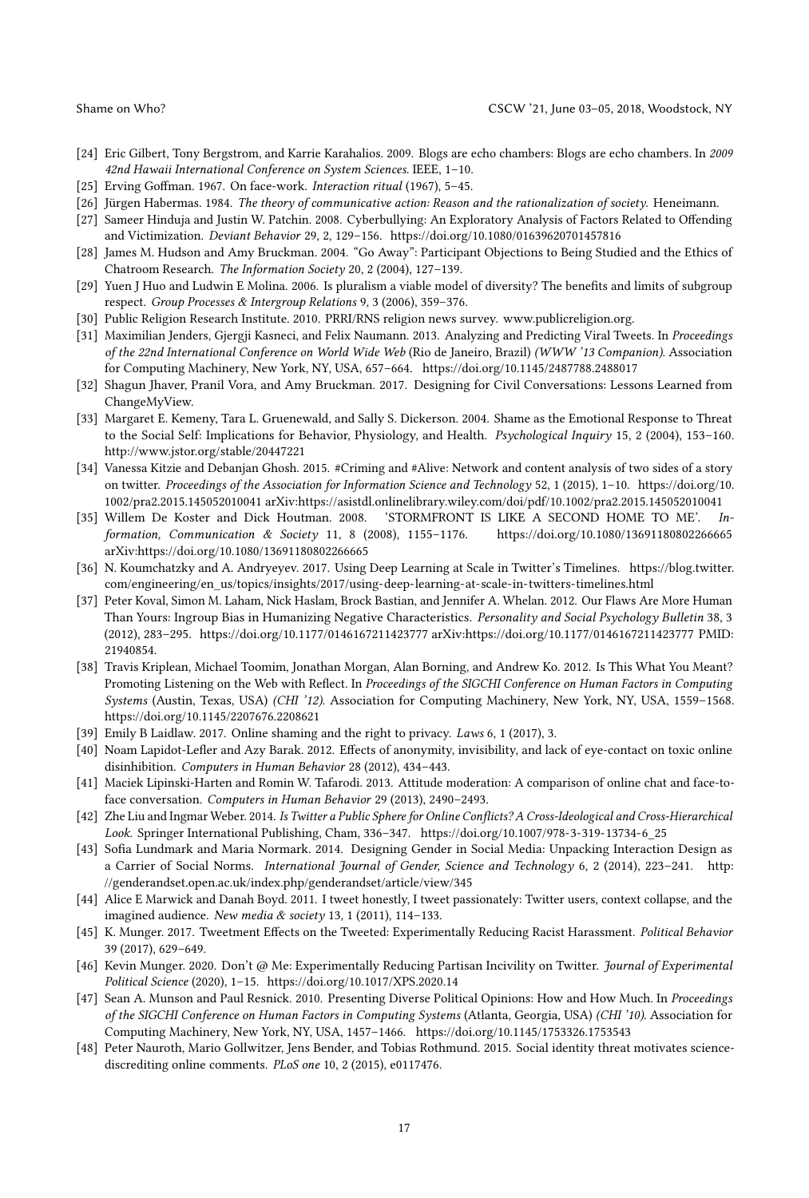[24] Eric Gilbert, Tony Bergstrom, and Karrie Karahalios. 2009. Blogs are echo chambers: Blogs are echo chambers. In *2009 42nd Hawaii International Conference on System Sciences*. IEEE, 1–10.

[25] Erving Goffman. 1967. On face-work. *Interaction ritual* (1967), 5–45.

[26] Jürgen Habermas. 1984. *The theory of communicative action: Reason and the rationalization of society.* Heneimann.

[27] Sameer Hinduja and Justin W. Patchin. 2008. Cyberbullying: An Exploratory Analysis of Factors Related to Offending and Victimization. *Deviant Behavior* 29, 2, 129–156. https://doi.org/10.1080/01639620701457816

[28] James M. Hudson and Amy Bruckman. 2004. "Go Away": Participant Objections to Being Studied and the Ethics of Chatroom Research. *The Information Society* 20, 2 (2004), 127–139.

[29] Yuen J Huo and Ludwin E Molina. 2006. Is pluralism a viable model of diversity? The benefits and limits of subgroup respect. *Group Processes & Intergroup Relations* 9, 3 (2006), 359–376.

[30] Public Religion Research Institute. 2010. PRRI/RNS religion news survey. www.publicreligion.org.

[31] Maximilian Jenders, Gjergji Kasneci, and Felix Naumann. 2013. Analyzing and Predicting Viral Tweets. In *Proceedings of the 22nd International Conference on World Wide Web* (Rio de Janeiro, Brazil) *(WWW '13 Companion)*. Association for Computing Machinery, New York, NY, USA, 657–664. https://doi.org/10.1145/2487788.2488017

[32] Shagun Jhaver, Pranil Vora, and Amy Bruckman. 2017. Designing for Civil Conversations: Lessons Learned from ChangeMyView.

[33] Margaret E. Kemeny, Tara L. Gruenewald, and Sally S. Dickerson. 2004. Shame as the Emotional Response to Threat to the Social Self: Implications for Behavior, Physiology, and Health. *Psychological Inquiry* 15, 2 (2004), 153–160. http://www.jstor.org/stable/20447221

[34] Vanessa Kitzie and Debanjan Ghosh. 2015. #Criming and #Alive: Network and content analysis of two sides of a story on twitter. *Proceedings of the Association for Information Science and Technology* 52, 1 (2015), 1–10. https://doi.org/10.1002/pra2.2015.145052010041 arXiv:https://asistdl.onlinelibrary.wiley.com/doi/pdf/10.1002/pra2.2015.145052010041

[35] Willem De Koster and Dick Houtman. 2008. 'STORMFRONT IS LIKE A SECOND HOME TO ME'. *Information, Communication & Society* 11, 8 (2008), 1155–1176. https://doi.org/10.1080/13691180802266665 arXiv:https://doi.org/10.1080/13691180802266665

[36] N. Koumchatzky and A. Andryeyev. 2017. Using Deep Learning at Scale in Twitter's Timelines. https://blog.twitter.com/engineering/en_us/topics/insights/2017/using-deep-learning-at-scale-in-twitters-timelines.html

[37] Peter Koval, Simon M. Laham, Nick Haslam, Brock Bastian, and Jennifer A. Whelan. 2012. Our Flaws Are More Human Than Yours: Ingroup Bias in Humanizing Negative Characteristics. *Personality and Social Psychology Bulletin* 38, 3 (2012), 283–295. https://doi.org/10.1177/0146167211423777 arXiv:https://doi.org/10.1177/0146167211423777 PMID: 21940854.

[38] Travis Kriplean, Michael Toomim, Jonathan Morgan, Alan Borning, and Andrew Ko. 2012. Is This What You Meant? Promoting Listening on the Web with Reflect. In *Proceedings of the SIGCHI Conference on Human Factors in Computing Systems* (Austin, Texas, USA) *(CHI '12)*. Association for Computing Machinery, New York, NY, USA, 1559–1568. https://doi.org/10.1145/2207676.2208621

[39] Emily B Laidlaw. 2017. Online shaming and the right to privacy. *Laws* 6, 1 (2017), 3.

[40] Noam Lapidot-Lefler and Azy Barak. 2012. Effects of anonymity, invisibility, and lack of eye-contact on toxic online disinhibition. *Computers in Human Behavior* 28 (2012), 434–443.

[41] Maciek Lipinski-Harten and Romin W. Tafarodi. 2013. Attitude moderation: A comparison of online chat and face-to-face conversation. *Computers in Human Behavior* 29 (2013), 2490–2493.

[42] Zhe Liu and Ingmar Weber. 2014. *Is Twitter a Public Sphere for Online Conflicts? A Cross-Ideological and Cross-Hierarchical Look.* Springer International Publishing, Cham, 336–347. https://doi.org/10.1007/978-3-319-13734-6_25

[43] Sofia Lundmark and Maria Normark. 2014. Designing Gender in Social Media: Unpacking Interaction Design as a Carrier of Social Norms. *International Journal of Gender, Science and Technology* 6, 2 (2014), 223–241. http://genderandset.open.ac.uk/index.php/genderandset/article/view/345

[44] Alice E Marwick and Danah Boyd. 2011. I tweet honestly, I tweet passionately: Twitter users, context collapse, and the imagined audience. *New media & society* 13, 1 (2011), 114–133.

[45] K. Munger. 2017. Tweetment Effects on the Tweeted: Experimentally Reducing Racist Harassment. *Political Behavior* 39 (2017), 629–649.

[46] Kevin Munger. 2020. Don't @ Me: Experimentally Reducing Partisan Incivility on Twitter. *Journal of Experimental Political Science* (2020), 1–15. https://doi.org/10.1017/XPS.2020.14

[47] Sean A. Munson and Paul Resnick. 2010. Presenting Diverse Political Opinions: How and How Much. In *Proceedings of the SIGCHI Conference on Human Factors in Computing Systems* (Atlanta, Georgia, USA) *(CHI '10)*. Association for Computing Machinery, New York, NY, USA, 1457–1466. https://doi.org/10.1145/1753326.1753543

[48] Peter Nauroth, Mario Gollwitzer, Jens Bender, and Tobias Rothmund. 2015. Social identity threat motivates science-discrediting online comments. *PLoS one* 10, 2 (2015), e0117476.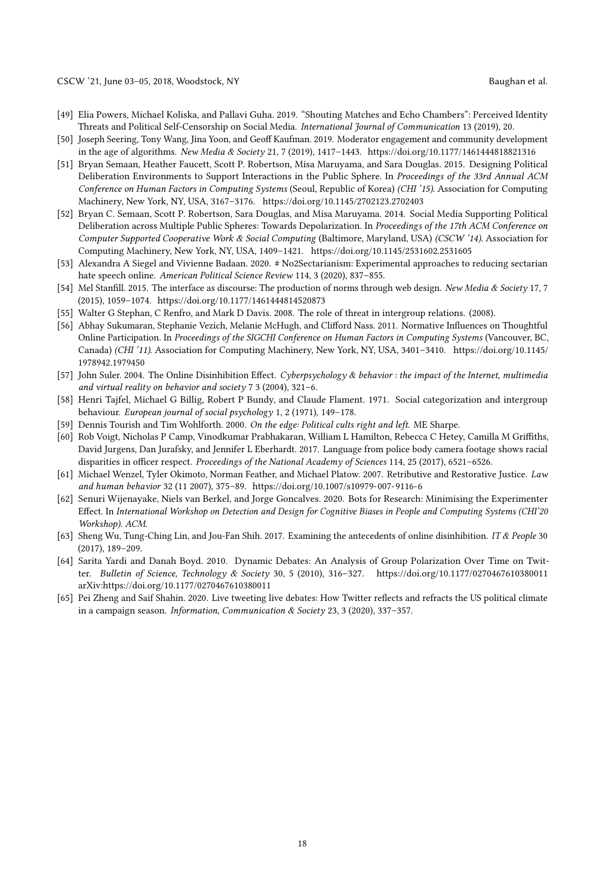[49] Elia Powers, Michael Koliska, and Pallavi Guha. 2019. "Shouting Matches and Echo Chambers": Perceived Identity Threats and Political Self-Censorship on Social Media. *International Journal of Communication* 13 (2019), 20.

[50] Joseph Seering, Tony Wang, Jina Yoon, and Geoff Kaufman. 2019. Moderator engagement and community development in the age of algorithms. *New Media & Society* 21, 7 (2019), 1417–1443. https://doi.org/10.1177/1461444818821316

[51] Bryan Semaan, Heather Faucett, Scott P. Robertson, Misa Maruyama, and Sara Douglas. 2015. Designing Political Deliberation Environments to Support Interactions in the Public Sphere. In *Proceedings of the 33rd Annual ACM Conference on Human Factors in Computing Systems* (Seoul, Republic of Korea) *(CHI '15)*. Association for Computing Machinery, New York, NY, USA, 3167–3176. https://doi.org/10.1145/2702123.2702403

[52] Bryan C. Semaan, Scott P. Robertson, Sara Douglas, and Misa Maruyama. 2014. Social Media Supporting Political Deliberation across Multiple Public Spheres: Towards Depolarization. In *Proceedings of the 17th ACM Conference on Computer Supported Cooperative Work & Social Computing* (Baltimore, Maryland, USA) *(CSCW '14)*. Association for Computing Machinery, New York, NY, USA, 1409–1421. https://doi.org/10.1145/2531602.2531605

[53] Alexandra A Siegel and Vivienne Badaan. 2020. # No2Sectarianism: Experimental approaches to reducing sectarian hate speech online. *American Political Science Review* 114, 3 (2020), 837–855.

[54] Mel Stanfill. 2015. The interface as discourse: The production of norms through web design. *New Media & Society* 17, 7 (2015), 1059–1074. https://doi.org/10.1177/1461444814520873

[55] Walter G Stephan, C Renfro, and Mark D Davis. 2008. The role of threat in intergroup relations. (2008).

[56] Abhay Sukumaran, Stephanie Vezich, Melanie McHugh, and Clifford Nass. 2011. Normative Influences on Thoughtful Online Participation. In *Proceedings of the SIGCHI Conference on Human Factors in Computing Systems* (Vancouver, BC, Canada) *(CHI '11)*. Association for Computing Machinery, New York, NY, USA, 3401–3410. https://doi.org/10.1145/1978942.1979450

[57] John Suler. 2004. The Online Disinhibition Effect. *Cyberpsychology & behavior : the impact of the Internet, multimedia and virtual reality on behavior and society* 7 3 (2004), 321–6.

[58] Henri Tajfel, Michael G Billig, Robert P Bundy, and Claude Flament. 1971. Social categorization and intergroup behaviour. *European journal of social psychology* 1, 2 (1971), 149–178.

[59] Dennis Tourish and Tim Wohlforth. 2000. *On the edge: Political cults right and left.* ME Sharpe.

[60] Rob Voigt, Nicholas P Camp, Vinodkumar Prabhakaran, William L Hamilton, Rebecca C Hetey, Camilla M Griffiths, David Jurgens, Dan Jurafsky, and Jennifer L Eberhardt. 2017. Language from police body camera footage shows racial disparities in officer respect. *Proceedings of the National Academy of Sciences* 114, 25 (2017), 6521–6526.

[61] Michael Wenzel, Tyler Okimoto, Norman Feather, and Michael Platow. 2007. Retributive and Restorative Justice. *Law and human behavior* 32 (11 2007), 375–89. https://doi.org/10.1007/s10979-007-9116-6

[62] Senuri Wijenayake, Niels van Berkel, and Jorge Goncalves. 2020. Bots for Research: Minimising the Experimenter Effect. In *International Workshop on Detection and Design for Cognitive Biases in People and Computing Systems (CHI'20 Workshop). ACM.*

[63] Sheng Wu, Tung-Ching Lin, and Jou-Fan Shih. 2017. Examining the antecedents of online disinhibition. *IT & People* 30 (2017), 189–209.

[64] Sarita Yardi and Danah Boyd. 2010. Dynamic Debates: An Analysis of Group Polarization Over Time on Twitter. *Bulletin of Science, Technology & Society* 30, 5 (2010), 316–327. https://doi.org/10.1177/0270467610380011 arXiv:https://doi.org/10.1177/0270467610380011

[65] Pei Zheng and Saif Shahin. 2020. Live tweeting live debates: How Twitter reflects and refracts the US political climate in a campaign season. *Information, Communication & Society* 23, 3 (2020), 337–357.